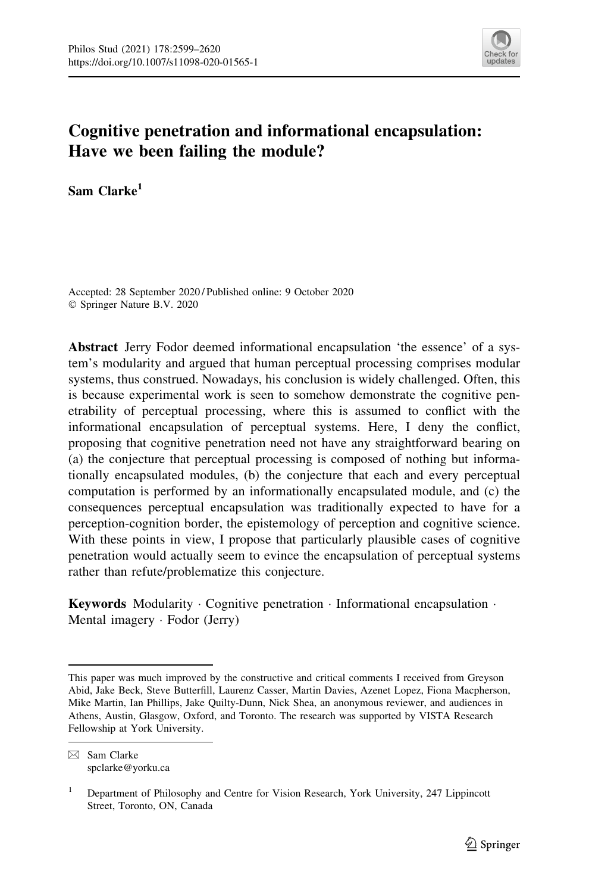# Cognitive penetration and informational encapsulation: Have we been failing the module?

**Sam Clarke**[1]

Accepted: 28 September 2020 / Published online: 9 October 2020
© Springer Nature B.V. 2020

**Abstract** Jerry Fodor deemed informational encapsulation 'the essence' of a system's modularity and argued that human perceptual processing comprises modular systems, thus construed. Nowadays, his conclusion is widely challenged. Often, this is because experimental work is seen to somehow demonstrate the cognitive penetrability of perceptual processing, where this is assumed to conflict with the informational encapsulation of perceptual systems. Here, I deny the conflict, proposing that cognitive penetration need not have any straightforward bearing on (a) the conjecture that perceptual processing is composed of nothing but informationally encapsulated modules, (b) the conjecture that each and every perceptual computation is performed by an informationally encapsulated module, and (c) the consequences perceptual encapsulation was traditionally expected to have for a perception-cognition border, the epistemology of perception and cognitive science. With these points in view, I propose that particularly plausible cases of cognitive penetration would actually seem to evince the encapsulation of perceptual systems rather than refute/problematize this conjecture.

**Keywords** Modularity · Cognitive penetration · Informational encapsulation · Mental imagery · Fodor (Jerry)

---

This paper was much improved by the constructive and critical comments I received from Greyson Abid, Jake Beck, Steve Butterfill, Laurenz Casser, Martin Davies, Azenet Lopez, Fiona Macpherson, Mike Martin, Ian Phillips, Jake Quilty-Dunn, Nick Shea, an anonymous reviewer, and audiences in Athens, Austin, Glasgow, Oxford, and Toronto. The research was supported by VISTA Research Fellowship at York University.

---

✉ Sam Clarke
spclarke@yorku.ca

[1] Department of Philosophy and Centre for Vision Research, York University, 247 Lippincott Street, Toronto, ON, Canada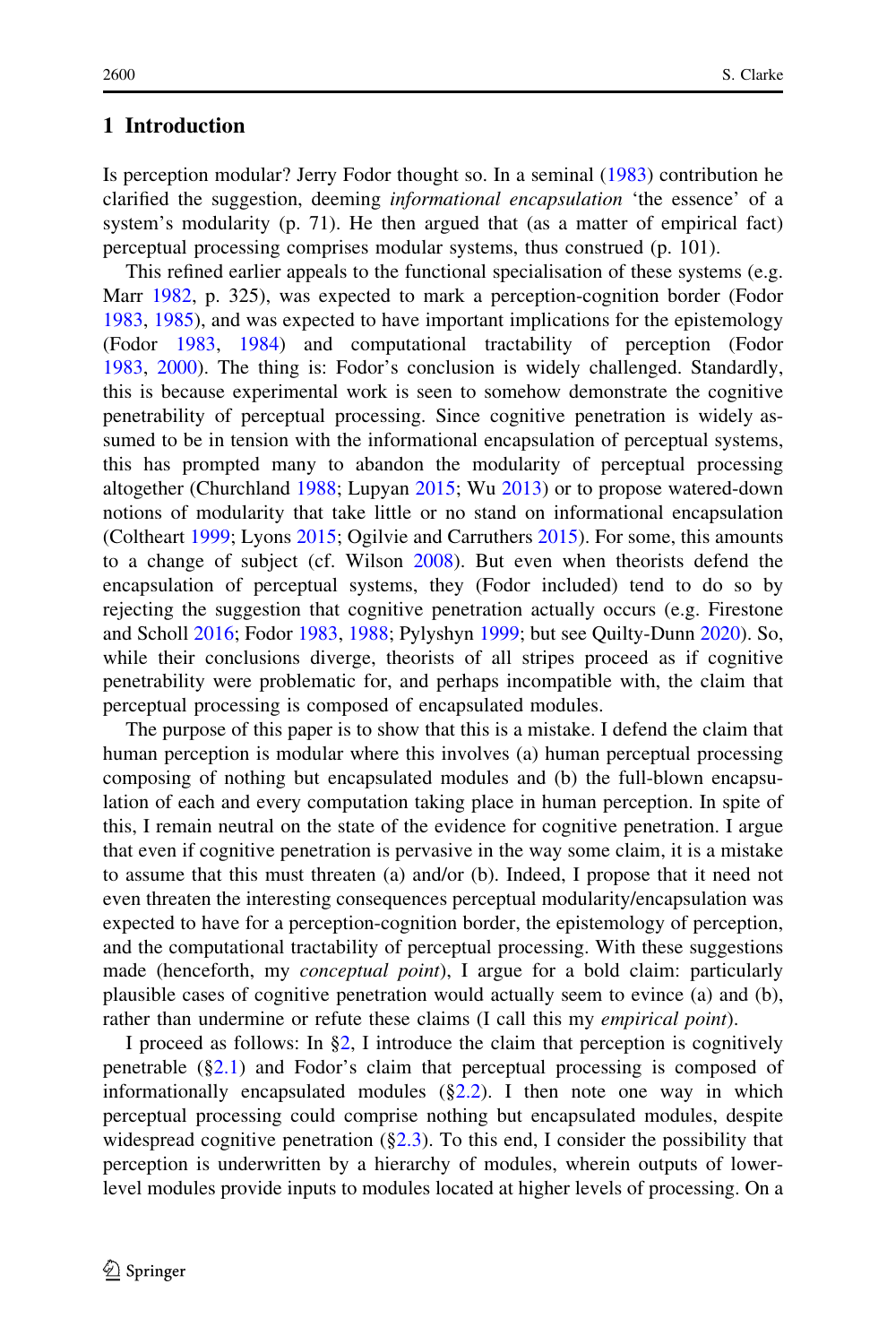## 1 Introduction

Is perception modular? Jerry Fodor thought so. In a seminal (1983) contribution he clarified the suggestion, deeming *informational encapsulation* 'the essence' of a system's modularity (p. 71). He then argued that (as a matter of empirical fact) perceptual processing comprises modular systems, thus construed (p. 101).

This refined earlier appeals to the functional specialisation of these systems (e.g. Marr 1982, p. 325), was expected to mark a perception-cognition border (Fodor 1983, 1985), and was expected to have important implications for the epistemology (Fodor 1983, 1984) and computational tractability of perception (Fodor 1983, 2000). The thing is: Fodor's conclusion is widely challenged. Standardly, this is because experimental work is seen to somehow demonstrate the cognitive penetrability of perceptual processing. Since cognitive penetration is widely assumed to be in tension with the informational encapsulation of perceptual systems, this has prompted many to abandon the modularity of perceptual processing altogether (Churchland 1988; Lupyan 2015; Wu 2013) or to propose watered-down notions of modularity that take little or no stand on informational encapsulation (Coltheart 1999; Lyons 2015; Ogilvie and Carruthers 2015). For some, this amounts to a change of subject (cf. Wilson 2008). But even when theorists defend the encapsulation of perceptual systems, they (Fodor included) tend to do so by rejecting the suggestion that cognitive penetration actually occurs (e.g. Firestone and Scholl 2016; Fodor 1983, 1988; Pylyshyn 1999; but see Quilty-Dunn 2020). So, while their conclusions diverge, theorists of all stripes proceed as if cognitive penetrability were problematic for, and perhaps incompatible with, the claim that perceptual processing is composed of encapsulated modules.

The purpose of this paper is to show that this is a mistake. I defend the claim that human perception is modular where this involves (a) human perceptual processing composing of nothing but encapsulated modules and (b) the full-blown encapsulation of each and every computation taking place in human perception. In spite of this, I remain neutral on the state of the evidence for cognitive penetration. I argue that even if cognitive penetration is pervasive in the way some claim, it is a mistake to assume that this must threaten (a) and/or (b). Indeed, I propose that it need not even threaten the interesting consequences perceptual modularity/encapsulation was expected to have for a perception-cognition border, the epistemology of perception, and the computational tractability of perceptual processing. With these suggestions made (henceforth, my *conceptual point*), I argue for a bold claim: particularly plausible cases of cognitive penetration would actually seem to evince (a) and (b), rather than undermine or refute these claims (I call this my *empirical point*).

I proceed as follows: In §2, I introduce the claim that perception is cognitively penetrable (§2.1) and Fodor's claim that perceptual processing is composed of informationally encapsulated modules (§2.2). I then note one way in which perceptual processing could comprise nothing but encapsulated modules, despite widespread cognitive penetration (§2.3). To this end, I consider the possibility that perception is underwritten by a hierarchy of modules, wherein outputs of lower-level modules provide inputs to modules located at higher levels of processing. On a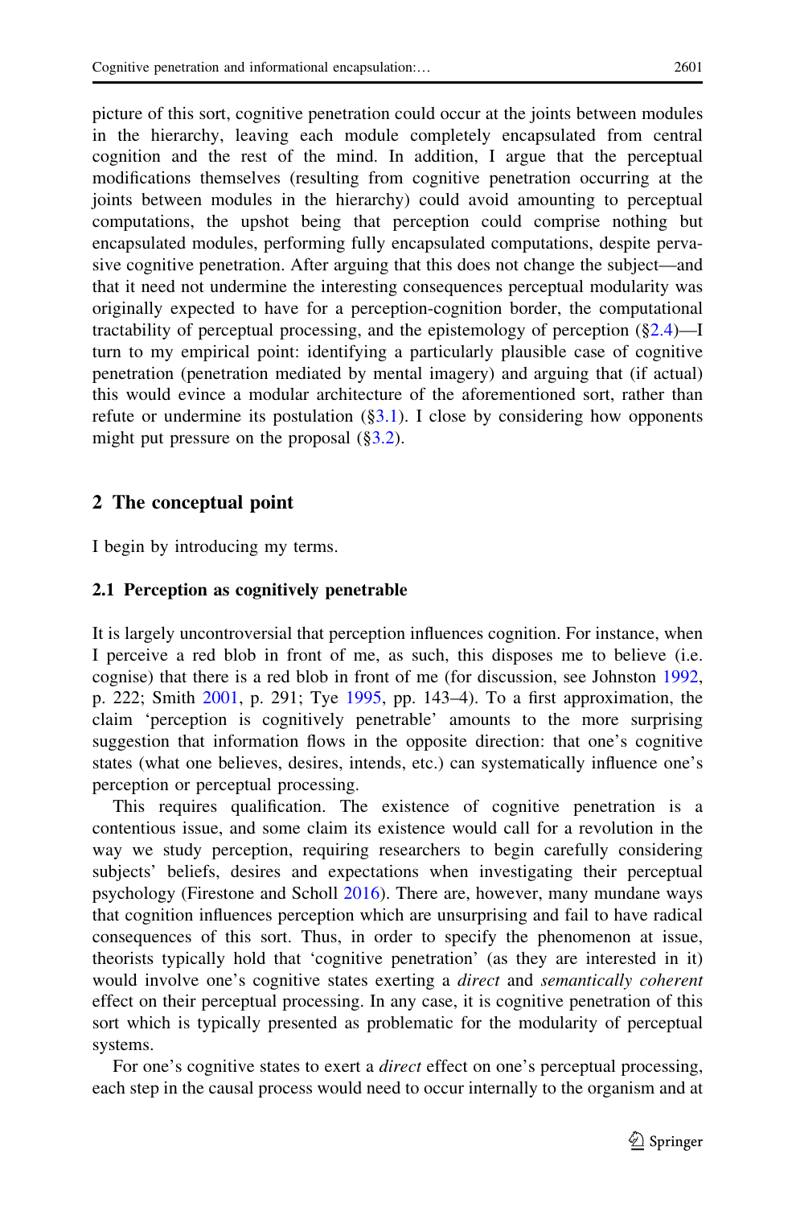picture of this sort, cognitive penetration could occur at the joints between modules in the hierarchy, leaving each module completely encapsulated from central cognition and the rest of the mind. In addition, I argue that the perceptual modifications themselves (resulting from cognitive penetration occurring at the joints between modules in the hierarchy) could avoid amounting to perceptual computations, the upshot being that perception could comprise nothing but encapsulated modules, performing fully encapsulated computations, despite pervasive cognitive penetration. After arguing that this does not change the subject—and that it need not undermine the interesting consequences perceptual modularity was originally expected to have for a perception-cognition border, the computational tractability of perceptual processing, and the epistemology of perception (§2.4)—I turn to my empirical point: identifying a particularly plausible case of cognitive penetration (penetration mediated by mental imagery) and arguing that (if actual) this would evince a modular architecture of the aforementioned sort, rather than refute or undermine its postulation (§3.1). I close by considering how opponents might put pressure on the proposal (§3.2).

## 2 The conceptual point

I begin by introducing my terms.

### 2.1 Perception as cognitively penetrable

It is largely uncontroversial that perception influences cognition. For instance, when I perceive a red blob in front of me, as such, this disposes me to believe (i.e. cognise) that there is a red blob in front of me (for discussion, see Johnston 1992, p. 222; Smith 2001, p. 291; Tye 1995, pp. 143–4). To a first approximation, the claim 'perception is cognitively penetrable' amounts to the more surprising suggestion that information flows in the opposite direction: that one's cognitive states (what one believes, desires, intends, etc.) can systematically influence one's perception or perceptual processing.

This requires qualification. The existence of cognitive penetration is a contentious issue, and some claim its existence would call for a revolution in the way we study perception, requiring researchers to begin carefully considering subjects' beliefs, desires and expectations when investigating their perceptual psychology (Firestone and Scholl 2016). There are, however, many mundane ways that cognition influences perception which are unsurprising and fail to have radical consequences of this sort. Thus, in order to specify the phenomenon at issue, theorists typically hold that 'cognitive penetration' (as they are interested in it) would involve one's cognitive states exerting a *direct* and *semantically coherent* effect on their perceptual processing. In any case, it is cognitive penetration of this sort which is typically presented as problematic for the modularity of perceptual systems.

For one's cognitive states to exert a *direct* effect on one's perceptual processing, each step in the causal process would need to occur internally to the organism and at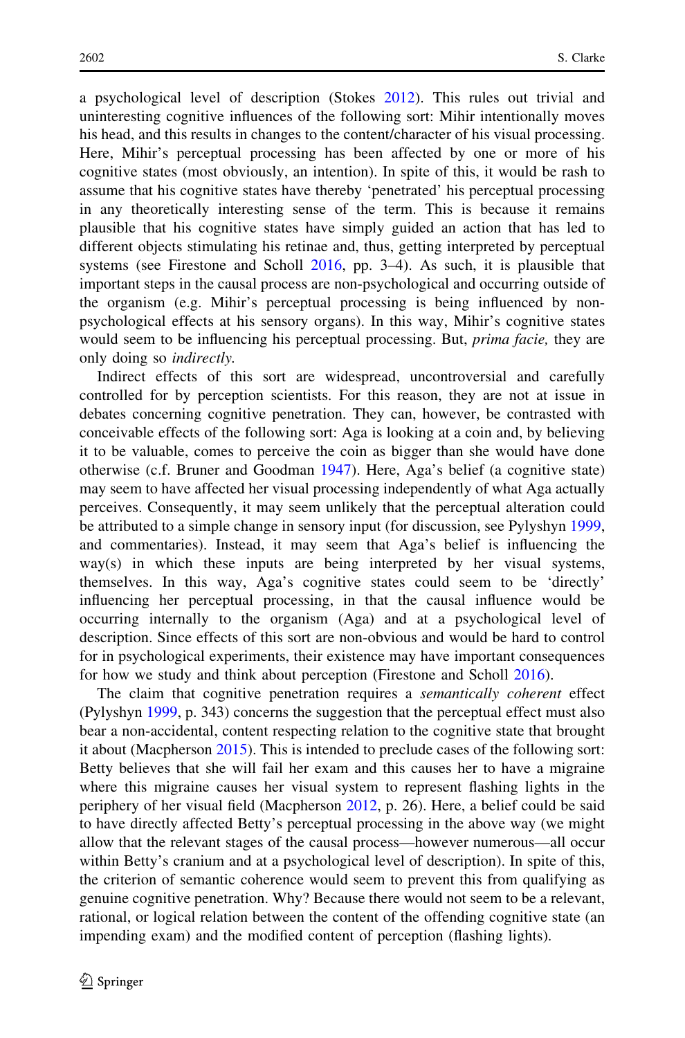a psychological level of description (Stokes 2012). This rules out trivial and uninteresting cognitive influences of the following sort: Mihir intentionally moves his head, and this results in changes to the content/character of his visual processing. Here, Mihir's perceptual processing has been affected by one or more of his cognitive states (most obviously, an intention). In spite of this, it would be rash to assume that his cognitive states have thereby 'penetrated' his perceptual processing in any theoretically interesting sense of the term. This is because it remains plausible that his cognitive states have simply guided an action that has led to different objects stimulating his retinae and, thus, getting interpreted by perceptual systems (see Firestone and Scholl 2016, pp. 3–4). As such, it is plausible that important steps in the causal process are non-psychological and occurring outside of the organism (e.g. Mihir's perceptual processing is being influenced by non-psychological effects at his sensory organs). In this way, Mihir's cognitive states would seem to be influencing his perceptual processing. But, *prima facie,* they are only doing so *indirectly*.

Indirect effects of this sort are widespread, uncontroversial and carefully controlled for by perception scientists. For this reason, they are not at issue in debates concerning cognitive penetration. They can, however, be contrasted with conceivable effects of the following sort: Aga is looking at a coin and, by believing it to be valuable, comes to perceive the coin as bigger than she would have done otherwise (c.f. Bruner and Goodman 1947). Here, Aga's belief (a cognitive state) may seem to have affected her visual processing independently of what Aga actually perceives. Consequently, it may seem unlikely that the perceptual alteration could be attributed to a simple change in sensory input (for discussion, see Pylyshyn 1999, and commentaries). Instead, it may seem that Aga's belief is influencing the way(s) in which these inputs are being interpreted by her visual systems, themselves. In this way, Aga's cognitive states could seem to be 'directly' influencing her perceptual processing, in that the causal influence would be occurring internally to the organism (Aga) and at a psychological level of description. Since effects of this sort are non-obvious and would be hard to control for in psychological experiments, their existence may have important consequences for how we study and think about perception (Firestone and Scholl 2016).

The claim that cognitive penetration requires a *semantically coherent* effect (Pylyshyn 1999, p. 343) concerns the suggestion that the perceptual effect must also bear a non-accidental, content respecting relation to the cognitive state that brought it about (Macpherson 2015). This is intended to preclude cases of the following sort: Betty believes that she will fail her exam and this causes her to have a migraine where this migraine causes her visual system to represent flashing lights in the periphery of her visual field (Macpherson 2012, p. 26). Here, a belief could be said to have directly affected Betty's perceptual processing in the above way (we might allow that the relevant stages of the causal process—however numerous—all occur within Betty's cranium and at a psychological level of description). In spite of this, the criterion of semantic coherence would seem to prevent this from qualifying as genuine cognitive penetration. Why? Because there would not seem to be a relevant, rational, or logical relation between the content of the offending cognitive state (an impending exam) and the modified content of perception (flashing lights).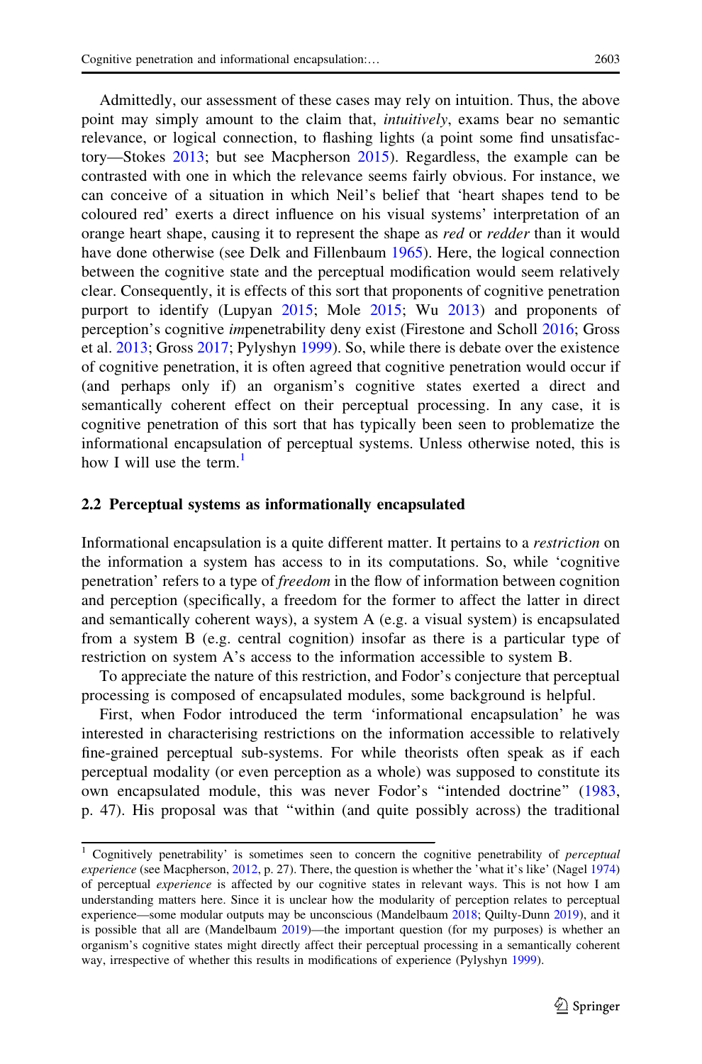Admittedly, our assessment of these cases may rely on intuition. Thus, the above point may simply amount to the claim that, *intuitively*, exams bear no semantic relevance, or logical connection, to flashing lights (a point some find unsatisfactory—Stokes 2013; but see Macpherson 2015). Regardless, the example can be contrasted with one in which the relevance seems fairly obvious. For instance, we can conceive of a situation in which Neil's belief that 'heart shapes tend to be coloured red' exerts a direct influence on his visual systems' interpretation of an orange heart shape, causing it to represent the shape as *red* or *redder* than it would have done otherwise (see Delk and Fillenbaum 1965). Here, the logical connection between the cognitive state and the perceptual modification would seem relatively clear. Consequently, it is effects of this sort that proponents of cognitive penetration purport to identify (Lupyan 2015; Mole 2015; Wu 2013) and proponents of perception's cognitive *im*penetrability deny exist (Firestone and Scholl 2016; Gross et al. 2013; Gross 2017; Pylyshyn 1999). So, while there is debate over the existence of cognitive penetration, it is often agreed that cognitive penetration would occur if (and perhaps only if) an organism's cognitive states exerted a direct and semantically coherent effect on their perceptual processing. In any case, it is cognitive penetration of this sort that has typically been seen to problematize the informational encapsulation of perceptual systems. Unless otherwise noted, this is how I will use the term.[1]

## 2.2 Perceptual systems as informationally encapsulated

Informational encapsulation is a quite different matter. It pertains to a *restriction* on the information a system has access to in its computations. So, while 'cognitive penetration' refers to a type of *freedom* in the flow of information between cognition and perception (specifically, a freedom for the former to affect the latter in direct and semantically coherent ways), a system A (e.g. a visual system) is encapsulated from a system B (e.g. central cognition) insofar as there is a particular type of restriction on system A's access to the information accessible to system B.

To appreciate the nature of this restriction, and Fodor's conjecture that perceptual processing is composed of encapsulated modules, some background is helpful.

First, when Fodor introduced the term 'informational encapsulation' he was interested in characterising restrictions on the information accessible to relatively fine-grained perceptual sub-systems. For while theorists often speak as if each perceptual modality (or even perception as a whole) was supposed to constitute its own encapsulated module, this was never Fodor's "intended doctrine" (1983, p. 47). His proposal was that "within (and quite possibly across) the traditional

---

[1] Cognitively penetrability' is sometimes seen to concern the cognitive penetrability of *perceptual experience* (see Macpherson, 2012, p. 27). There, the question is whether the 'what it's like' (Nagel 1974) of perceptual *experience* is affected by our cognitive states in relevant ways. This is not how I am understanding matters here. Since it is unclear how the modularity of perception relates to perceptual experience—some modular outputs may be unconscious (Mandelbaum 2018; Quilty-Dunn 2019), and it is possible that all are (Mandelbaum 2019)—the important question (for my purposes) is whether an organism's cognitive states might directly affect their perceptual processing in a semantically coherent way, irrespective of whether this results in modifications of experience (Pylyshyn 1999).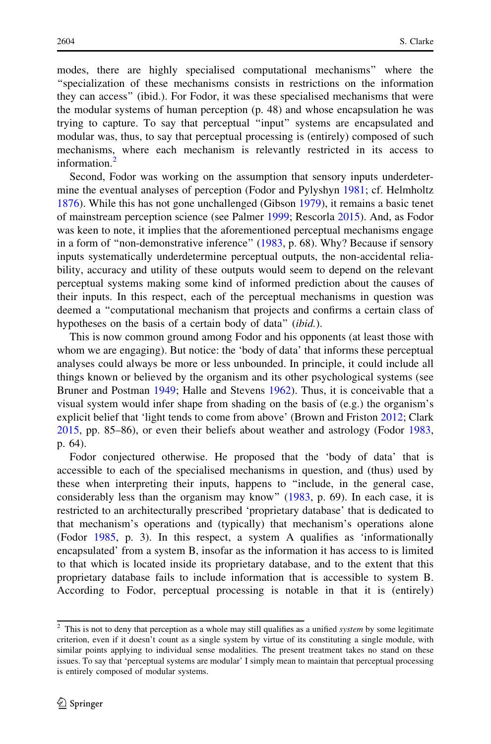modes, there are highly specialised computational mechanisms" where the "specialization of these mechanisms consists in restrictions on the information they can access" (ibid.). For Fodor, it was these specialised mechanisms that were the modular systems of human perception (p. 48) and whose encapsulation he was trying to capture. To say that perceptual "input" systems are encapsulated and modular was, thus, to say that perceptual processing is (entirely) composed of such mechanisms, where each mechanism is relevantly restricted in its access to information.[2]

Second, Fodor was working on the assumption that sensory inputs underdetermine the eventual analyses of perception (Fodor and Pylyshyn 1981; cf. Helmholtz 1876). While this has not gone unchallenged (Gibson 1979), it remains a basic tenet of mainstream perception science (see Palmer 1999; Rescorla 2015). And, as Fodor was keen to note, it implies that the aforementioned perceptual mechanisms engage in a form of "non-demonstrative inference" (1983, p. 68). Why? Because if sensory inputs systematically underdetermine perceptual outputs, the non-accidental reliability, accuracy and utility of these outputs would seem to depend on the relevant perceptual systems making some kind of informed prediction about the causes of their inputs. In this respect, each of the perceptual mechanisms in question was deemed a "computational mechanism that projects and confirms a certain class of hypotheses on the basis of a certain body of data" (*ibid.*).

This is now common ground among Fodor and his opponents (at least those with whom we are engaging). But notice: the 'body of data' that informs these perceptual analyses could always be more or less unbounded. In principle, it could include all things known or believed by the organism and its other psychological systems (see Bruner and Postman 1949; Halle and Stevens 1962). Thus, it is conceivable that a visual system would infer shape from shading on the basis of (e.g.) the organism's explicit belief that 'light tends to come from above' (Brown and Friston 2012; Clark 2015, pp. 85–86), or even their beliefs about weather and astrology (Fodor 1983, p. 64).

Fodor conjectured otherwise. He proposed that the 'body of data' that is accessible to each of the specialised mechanisms in question, and (thus) used by these when interpreting their inputs, happens to "include, in the general case, considerably less than the organism may know" (1983, p. 69). In each case, it is restricted to an architecturally prescribed 'proprietary database' that is dedicated to that mechanism's operations and (typically) that mechanism's operations alone (Fodor 1985, p. 3). In this respect, a system A qualifies as 'informationally encapsulated' from a system B, insofar as the information it has access to is limited to that which is located inside its proprietary database, and to the extent that this proprietary database fails to include information that is accessible to system B. According to Fodor, perceptual processing is notable in that it is (entirely)

[2] This is not to deny that perception as a whole may still qualifies as a unified *system* by some legitimate criterion, even if it doesn't count as a single system by virtue of its constituting a single module, with similar points applying to individual sense modalities. The present treatment takes no stand on these issues. To say that 'perceptual systems are modular' I simply mean to maintain that perceptual processing is entirely composed of modular systems.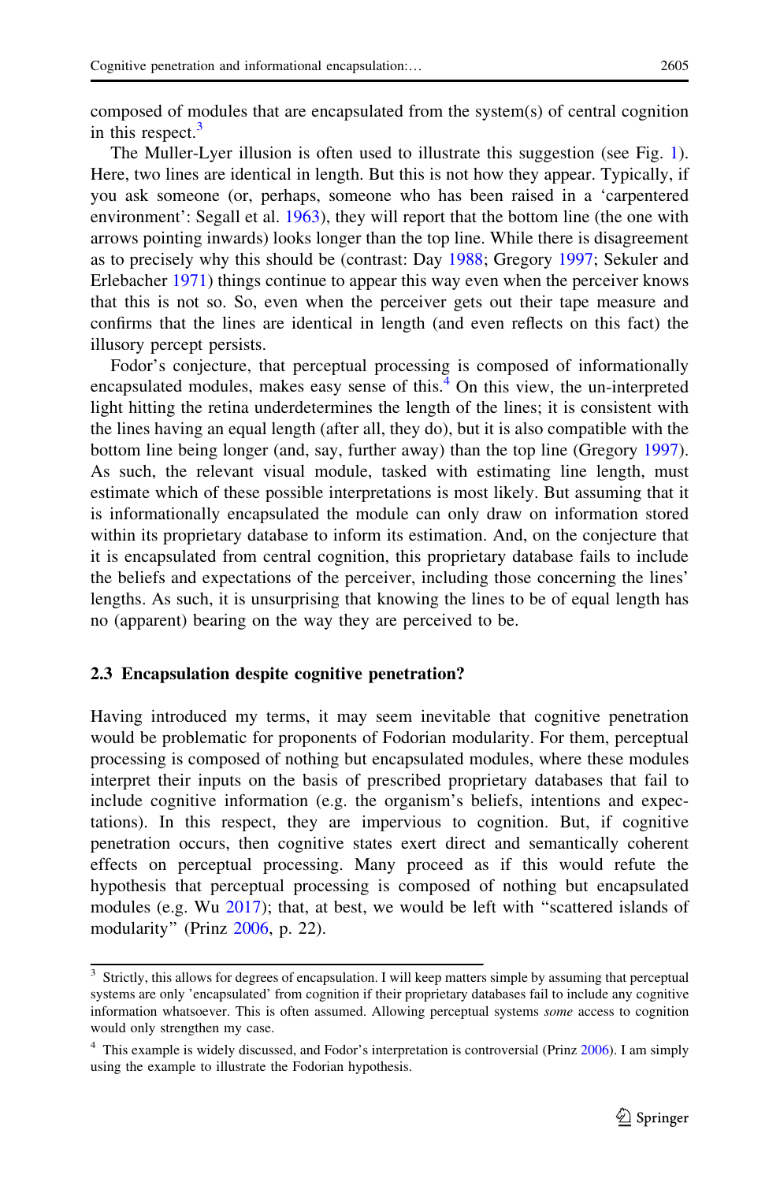composed of modules that are encapsulated from the system(s) of central cognition in this respect.[3]

The Muller-Lyer illusion is often used to illustrate this suggestion (see Fig. 1). Here, two lines are identical in length. But this is not how they appear. Typically, if you ask someone (or, perhaps, someone who has been raised in a 'carpentered environment': Segall et al. 1963), they will report that the bottom line (the one with arrows pointing inwards) looks longer than the top line. While there is disagreement as to precisely why this should be (contrast: Day 1988; Gregory 1997; Sekuler and Erlebacher 1971) things continue to appear this way even when the perceiver knows that this is not so. So, even when the perceiver gets out their tape measure and confirms that the lines are identical in length (and even reflects on this fact) the illusory percept persists.

Fodor's conjecture, that perceptual processing is composed of informationally encapsulated modules, makes easy sense of this.[4] On this view, the un-interpreted light hitting the retina underdetermines the length of the lines; it is consistent with the lines having an equal length (after all, they do), but it is also compatible with the bottom line being longer (and, say, further away) than the top line (Gregory 1997). As such, the relevant visual module, tasked with estimating line length, must estimate which of these possible interpretations is most likely. But assuming that it is informationally encapsulated the module can only draw on information stored within its proprietary database to inform its estimation. And, on the conjecture that it is encapsulated from central cognition, this proprietary database fails to include the beliefs and expectations of the perceiver, including those concerning the lines' lengths. As such, it is unsurprising that knowing the lines to be of equal length has no (apparent) bearing on the way they are perceived to be.

### 2.3 Encapsulation despite cognitive penetration?

Having introduced my terms, it may seem inevitable that cognitive penetration would be problematic for proponents of Fodorian modularity. For them, perceptual processing is composed of nothing but encapsulated modules, where these modules interpret their inputs on the basis of prescribed proprietary databases that fail to include cognitive information (e.g. the organism's beliefs, intentions and expectations). In this respect, they are impervious to cognition. But, if cognitive penetration occurs, then cognitive states exert direct and semantically coherent effects on perceptual processing. Many proceed as if this would refute the hypothesis that perceptual processing is composed of nothing but encapsulated modules (e.g. Wu 2017); that, at best, we would be left with "scattered islands of modularity" (Prinz 2006, p. 22).

---

[3] Strictly, this allows for degrees of encapsulation. I will keep matters simple by assuming that perceptual systems are only 'encapsulated' from cognition if their proprietary databases fail to include any cognitive information whatsoever. This is often assumed. Allowing perceptual systems *some* access to cognition would only strengthen my case.

[4] This example is widely discussed, and Fodor's interpretation is controversial (Prinz 2006). I am simply using the example to illustrate the Fodorian hypothesis.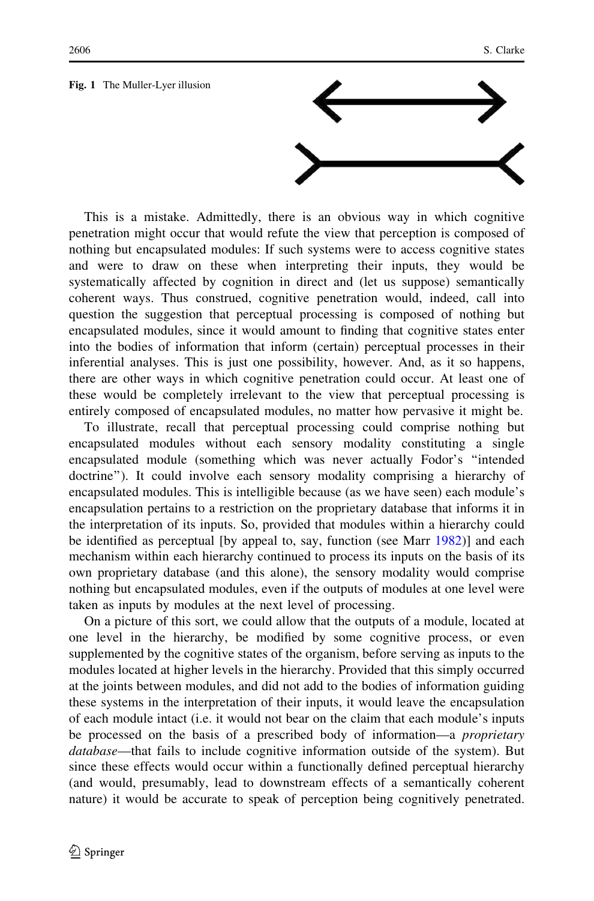**Fig. 1** The Muller-Lyer illusion

This is a mistake. Admittedly, there is an obvious way in which cognitive penetration might occur that would refute the view that perception is composed of nothing but encapsulated modules: If such systems were to access cognitive states and were to draw on these when interpreting their inputs, they would be systematically affected by cognition in direct and (let us suppose) semantically coherent ways. Thus construed, cognitive penetration would, indeed, call into question the suggestion that perceptual processing is composed of nothing but encapsulated modules, since it would amount to finding that cognitive states enter into the bodies of information that inform (certain) perceptual processes in their inferential analyses. This is just one possibility, however. And, as it so happens, there are other ways in which cognitive penetration could occur. At least one of these would be completely irrelevant to the view that perceptual processing is entirely composed of encapsulated modules, no matter how pervasive it might be.

To illustrate, recall that perceptual processing could comprise nothing but encapsulated modules without each sensory modality constituting a single encapsulated module (something which was never actually Fodor's "intended doctrine"). It could involve each sensory modality comprising a hierarchy of encapsulated modules. This is intelligible because (as we have seen) each module's encapsulation pertains to a restriction on the proprietary database that informs it in the interpretation of its inputs. So, provided that modules within a hierarchy could be identified as perceptual [by appeal to, say, function (see Marr 1982)] and each mechanism within each hierarchy continued to process its inputs on the basis of its own proprietary database (and this alone), the sensory modality would comprise nothing but encapsulated modules, even if the outputs of modules at one level were taken as inputs by modules at the next level of processing.

On a picture of this sort, we could allow that the outputs of a module, located at one level in the hierarchy, be modified by some cognitive process, or even supplemented by the cognitive states of the organism, before serving as inputs to the modules located at higher levels in the hierarchy. Provided that this simply occurred at the joints between modules, and did not add to the bodies of information guiding these systems in the interpretation of their inputs, it would leave the encapsulation of each module intact (i.e. it would not bear on the claim that each module's inputs be processed on the basis of a prescribed body of information—a *proprietary database*—that fails to include cognitive information outside of the system). But since these effects would occur within a functionally defined perceptual hierarchy (and would, presumably, lead to downstream effects of a semantically coherent nature) it would be accurate to speak of perception being cognitively penetrated.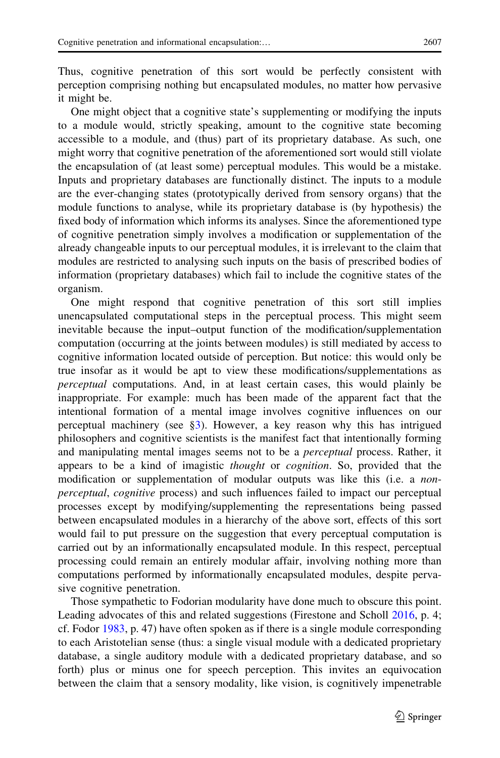Thus, cognitive penetration of this sort would be perfectly consistent with perception comprising nothing but encapsulated modules, no matter how pervasive it might be.

One might object that a cognitive state's supplementing or modifying the inputs to a module would, strictly speaking, amount to the cognitive state becoming accessible to a module, and (thus) part of its proprietary database. As such, one might worry that cognitive penetration of the aforementioned sort would still violate the encapsulation of (at least some) perceptual modules. This would be a mistake. Inputs and proprietary databases are functionally distinct. The inputs to a module are the ever-changing states (prototypically derived from sensory organs) that the module functions to analyse, while its proprietary database is (by hypothesis) the fixed body of information which informs its analyses. Since the aforementioned type of cognitive penetration simply involves a modification or supplementation of the already changeable inputs to our perceptual modules, it is irrelevant to the claim that modules are restricted to analysing such inputs on the basis of prescribed bodies of information (proprietary databases) which fail to include the cognitive states of the organism.

One might respond that cognitive penetration of this sort still implies unencapsulated computational steps in the perceptual process. This might seem inevitable because the input–output function of the modification/supplementation computation (occurring at the joints between modules) is still mediated by access to cognitive information located outside of perception. But notice: this would only be true insofar as it would be apt to view these modifications/supplementations as *perceptual* computations. And, in at least certain cases, this would plainly be inappropriate. For example: much has been made of the apparent fact that the intentional formation of a mental image involves cognitive influences on our perceptual machinery (see §3). However, a key reason why this has intrigued philosophers and cognitive scientists is the manifest fact that intentionally forming and manipulating mental images seems not to be a *perceptual* process. Rather, it appears to be a kind of imagistic *thought* or *cognition*. So, provided that the modification or supplementation of modular outputs was like this (i.e. a *non-perceptual*, *cognitive* process) and such influences failed to impact our perceptual processes except by modifying/supplementing the representations being passed between encapsulated modules in a hierarchy of the above sort, effects of this sort would fail to put pressure on the suggestion that every perceptual computation is carried out by an informationally encapsulated module. In this respect, perceptual processing could remain an entirely modular affair, involving nothing more than computations performed by informationally encapsulated modules, despite pervasive cognitive penetration.

Those sympathetic to Fodorian modularity have done much to obscure this point. Leading advocates of this and related suggestions (Firestone and Scholl 2016, p. 4; cf. Fodor 1983, p. 47) have often spoken as if there is a single module corresponding to each Aristotelian sense (thus: a single visual module with a dedicated proprietary database, a single auditory module with a dedicated proprietary database, and so forth) plus or minus one for speech perception. This invites an equivocation between the claim that a sensory modality, like vision, is cognitively impenetrable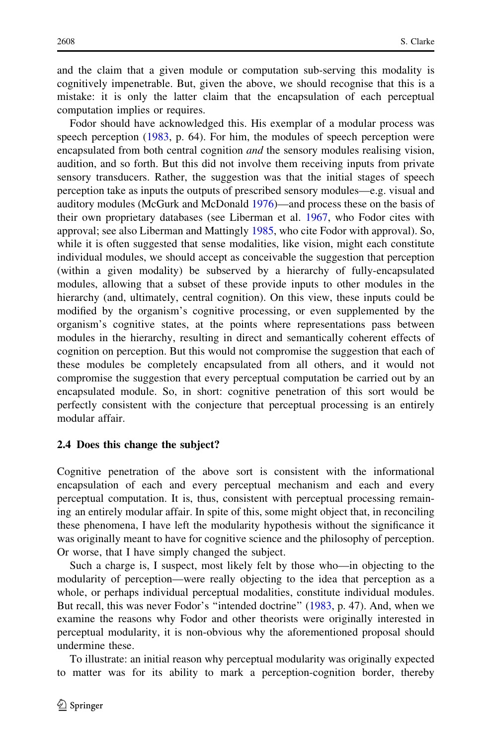and the claim that a given module or computation sub-serving this modality is cognitively impenetrable. But, given the above, we should recognise that this is a mistake: it is only the latter claim that the encapsulation of each perceptual computation implies or requires.

Fodor should have acknowledged this. His exemplar of a modular process was speech perception (1983, p. 64). For him, the modules of speech perception were encapsulated from both central cognition *and* the sensory modules realising vision, audition, and so forth. But this did not involve them receiving inputs from private sensory transducers. Rather, the suggestion was that the initial stages of speech perception take as inputs the outputs of prescribed sensory modules—e.g. visual and auditory modules (McGurk and McDonald 1976)—and process these on the basis of their own proprietary databases (see Liberman et al. 1967, who Fodor cites with approval; see also Liberman and Mattingly 1985, who cite Fodor with approval). So, while it is often suggested that sense modalities, like vision, might each constitute individual modules, we should accept as conceivable the suggestion that perception (within a given modality) be subserved by a hierarchy of fully-encapsulated modules, allowing that a subset of these provide inputs to other modules in the hierarchy (and, ultimately, central cognition). On this view, these inputs could be modified by the organism's cognitive processing, or even supplemented by the organism's cognitive states, at the points where representations pass between modules in the hierarchy, resulting in direct and semantically coherent effects of cognition on perception. But this would not compromise the suggestion that each of these modules be completely encapsulated from all others, and it would not compromise the suggestion that every perceptual computation be carried out by an encapsulated module. So, in short: cognitive penetration of this sort would be perfectly consistent with the conjecture that perceptual processing is an entirely modular affair.

### 2.4 Does this change the subject?

Cognitive penetration of the above sort is consistent with the informational encapsulation of each and every perceptual mechanism and each and every perceptual computation. It is, thus, consistent with perceptual processing remaining an entirely modular affair. In spite of this, some might object that, in reconciling these phenomena, I have left the modularity hypothesis without the significance it was originally meant to have for cognitive science and the philosophy of perception. Or worse, that I have simply changed the subject.

Such a charge is, I suspect, most likely felt by those who—in objecting to the modularity of perception—were really objecting to the idea that perception as a whole, or perhaps individual perceptual modalities, constitute individual modules. But recall, this was never Fodor's "intended doctrine" (1983, p. 47). And, when we examine the reasons why Fodor and other theorists were originally interested in perceptual modularity, it is non-obvious why the aforementioned proposal should undermine these.

To illustrate: an initial reason why perceptual modularity was originally expected to matter was for its ability to mark a perception-cognition border, thereby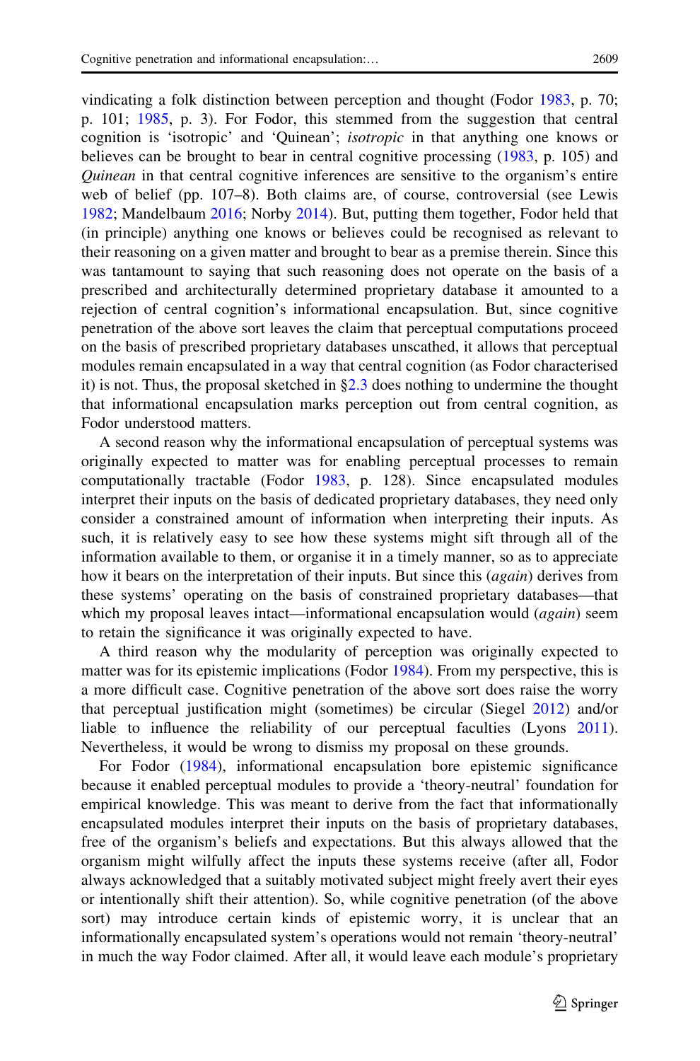vindicating a folk distinction between perception and thought (Fodor 1983, p. 70; p. 101; 1985, p. 3). For Fodor, this stemmed from the suggestion that central cognition is 'isotropic' and 'Quinean'; *isotropic* in that anything one knows or believes can be brought to bear in central cognitive processing (1983, p. 105) and *Quinean* in that central cognitive inferences are sensitive to the organism's entire web of belief (pp. 107–8). Both claims are, of course, controversial (see Lewis 1982; Mandelbaum 2016; Norby 2014). But, putting them together, Fodor held that (in principle) anything one knows or believes could be recognised as relevant to their reasoning on a given matter and brought to bear as a premise therein. Since this was tantamount to saying that such reasoning does not operate on the basis of a prescribed and architecturally determined proprietary database it amounted to a rejection of central cognition's informational encapsulation. But, since cognitive penetration of the above sort leaves the claim that perceptual computations proceed on the basis of prescribed proprietary databases unscathed, it allows that perceptual modules remain encapsulated in a way that central cognition (as Fodor characterised it) is not. Thus, the proposal sketched in §2.3 does nothing to undermine the thought that informational encapsulation marks perception out from central cognition, as Fodor understood matters.

A second reason why the informational encapsulation of perceptual systems was originally expected to matter was for enabling perceptual processes to remain computationally tractable (Fodor 1983, p. 128). Since encapsulated modules interpret their inputs on the basis of dedicated proprietary databases, they need only consider a constrained amount of information when interpreting their inputs. As such, it is relatively easy to see how these systems might sift through all of the information available to them, or organise it in a timely manner, so as to appreciate how it bears on the interpretation of their inputs. But since this (*again*) derives from these systems' operating on the basis of constrained proprietary databases—that which my proposal leaves intact—informational encapsulation would (*again*) seem to retain the significance it was originally expected to have.

A third reason why the modularity of perception was originally expected to matter was for its epistemic implications (Fodor 1984). From my perspective, this is a more difficult case. Cognitive penetration of the above sort does raise the worry that perceptual justification might (sometimes) be circular (Siegel 2012) and/or liable to influence the reliability of our perceptual faculties (Lyons 2011). Nevertheless, it would be wrong to dismiss my proposal on these grounds.

For Fodor (1984), informational encapsulation bore epistemic significance because it enabled perceptual modules to provide a 'theory-neutral' foundation for empirical knowledge. This was meant to derive from the fact that informationally encapsulated modules interpret their inputs on the basis of proprietary databases, free of the organism's beliefs and expectations. But this always allowed that the organism might wilfully affect the inputs these systems receive (after all, Fodor always acknowledged that a suitably motivated subject might freely avert their eyes or intentionally shift their attention). So, while cognitive penetration (of the above sort) may introduce certain kinds of epistemic worry, it is unclear that an informationally encapsulated system's operations would not remain 'theory-neutral' in much the way Fodor claimed. After all, it would leave each module's proprietary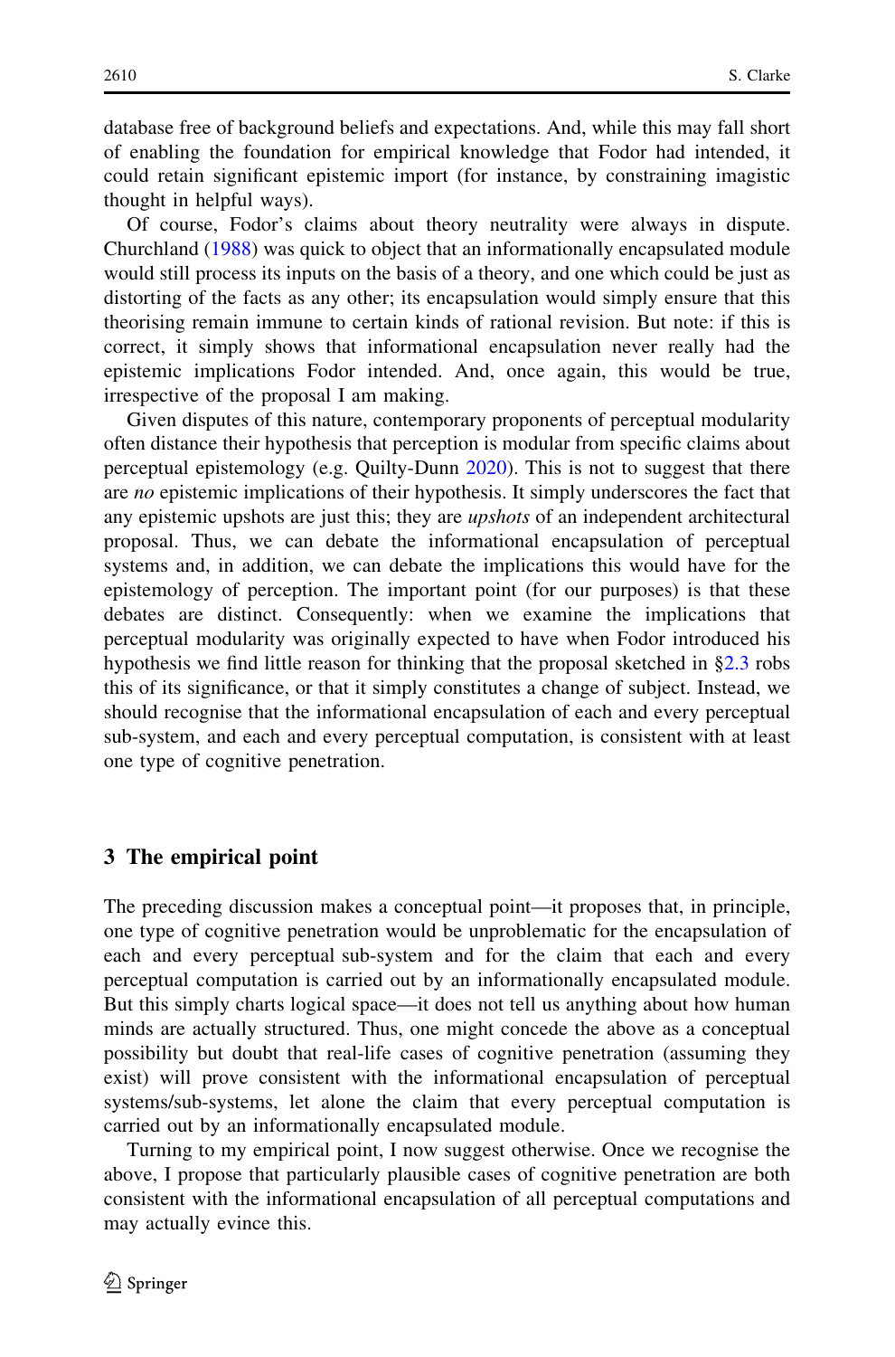database free of background beliefs and expectations. And, while this may fall short of enabling the foundation for empirical knowledge that Fodor had intended, it could retain significant epistemic import (for instance, by constraining imagistic thought in helpful ways).

Of course, Fodor's claims about theory neutrality were always in dispute. Churchland (1988) was quick to object that an informationally encapsulated module would still process its inputs on the basis of a theory, and one which could be just as distorting of the facts as any other; its encapsulation would simply ensure that this theorising remain immune to certain kinds of rational revision. But note: if this is correct, it simply shows that informational encapsulation never really had the epistemic implications Fodor intended. And, once again, this would be true, irrespective of the proposal I am making.

Given disputes of this nature, contemporary proponents of perceptual modularity often distance their hypothesis that perception is modular from specific claims about perceptual epistemology (e.g. Quilty-Dunn 2020). This is not to suggest that there are *no* epistemic implications of their hypothesis. It simply underscores the fact that any epistemic upshots are just this; they are *upshots* of an independent architectural proposal. Thus, we can debate the informational encapsulation of perceptual systems and, in addition, we can debate the implications this would have for the epistemology of perception. The important point (for our purposes) is that these debates are distinct. Consequently: when we examine the implications that perceptual modularity was originally expected to have when Fodor introduced his hypothesis we find little reason for thinking that the proposal sketched in §2.3 robs this of its significance, or that it simply constitutes a change of subject. Instead, we should recognise that the informational encapsulation of each and every perceptual sub-system, and each and every perceptual computation, is consistent with at least one type of cognitive penetration.

## 3 The empirical point

The preceding discussion makes a conceptual point—it proposes that, in principle, one type of cognitive penetration would be unproblematic for the encapsulation of each and every perceptual sub-system and for the claim that each and every perceptual computation is carried out by an informationally encapsulated module. But this simply charts logical space—it does not tell us anything about how human minds are actually structured. Thus, one might concede the above as a conceptual possibility but doubt that real-life cases of cognitive penetration (assuming they exist) will prove consistent with the informational encapsulation of perceptual systems/sub-systems, let alone the claim that every perceptual computation is carried out by an informationally encapsulated module.

Turning to my empirical point, I now suggest otherwise. Once we recognise the above, I propose that particularly plausible cases of cognitive penetration are both consistent with the informational encapsulation of all perceptual computations and may actually evince this.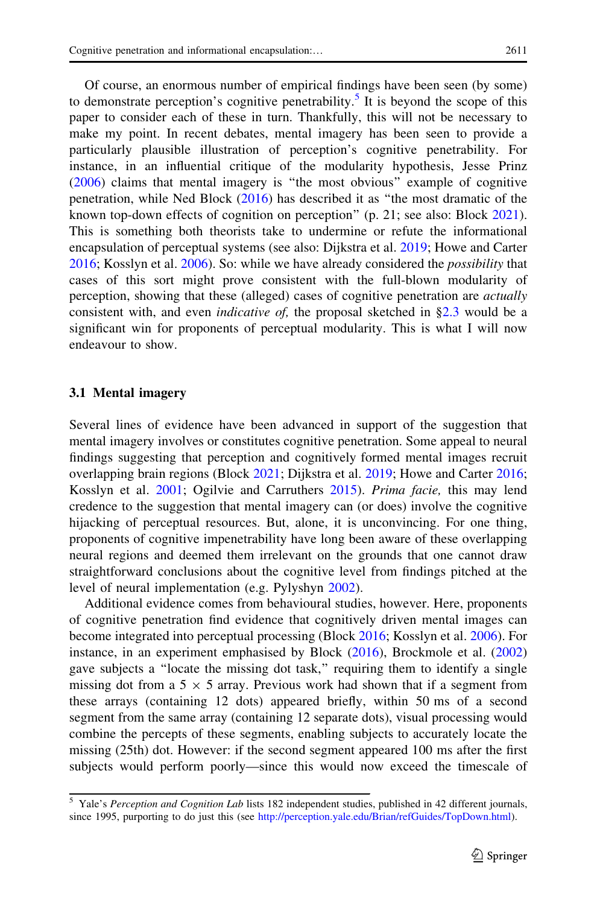Of course, an enormous number of empirical findings have been seen (by some) to demonstrate perception's cognitive penetrability.[5] It is beyond the scope of this paper to consider each of these in turn. Thankfully, this will not be necessary to make my point. In recent debates, mental imagery has been seen to provide a particularly plausible illustration of perception's cognitive penetrability. For instance, in an influential critique of the modularity hypothesis, Jesse Prinz (2006) claims that mental imagery is "the most obvious" example of cognitive penetration, while Ned Block (2016) has described it as "the most dramatic of the known top-down effects of cognition on perception" (p. 21; see also: Block 2021). This is something both theorists take to undermine or refute the informational encapsulation of perceptual systems (see also: Dijkstra et al. 2019; Howe and Carter 2016; Kosslyn et al. 2006). So: while we have already considered the *possibility* that cases of this sort might prove consistent with the full-blown modularity of perception, showing that these (alleged) cases of cognitive penetration are *actually* consistent with, and even *indicative of,* the proposal sketched in §2.3 would be a significant win for proponents of perceptual modularity. This is what I will now endeavour to show.

### 3.1 Mental imagery

Several lines of evidence have been advanced in support of the suggestion that mental imagery involves or constitutes cognitive penetration. Some appeal to neural findings suggesting that perception and cognitively formed mental images recruit overlapping brain regions (Block 2021; Dijkstra et al. 2019; Howe and Carter 2016; Kosslyn et al. 2001; Ogilvie and Carruthers 2015). *Prima facie,* this may lend credence to the suggestion that mental imagery can (or does) involve the cognitive hijacking of perceptual resources. But, alone, it is unconvincing. For one thing, proponents of cognitive impenetrability have long been aware of these overlapping neural regions and deemed them irrelevant on the grounds that one cannot draw straightforward conclusions about the cognitive level from findings pitched at the level of neural implementation (e.g. Pylyshyn 2002).

Additional evidence comes from behavioural studies, however. Here, proponents of cognitive penetration find evidence that cognitively driven mental images can become integrated into perceptual processing (Block 2016; Kosslyn et al. 2006). For instance, in an experiment emphasised by Block (2016), Brockmole et al. (2002) gave subjects a "locate the missing dot task," requiring them to identify a single missing dot from a 5 × 5 array. Previous work had shown that if a segment from these arrays (containing 12 dots) appeared briefly, within 50 ms of a second segment from the same array (containing 12 separate dots), visual processing would combine the percepts of these segments, enabling subjects to accurately locate the missing (25th) dot. However: if the second segment appeared 100 ms after the first subjects would perform poorly—since this would now exceed the timescale of

---

[5] Yale's *Perception and Cognition Lab* lists 182 independent studies, published in 42 different journals, since 1995, purporting to do just this (see http://perception.yale.edu/Brian/refGuides/TopDown.html).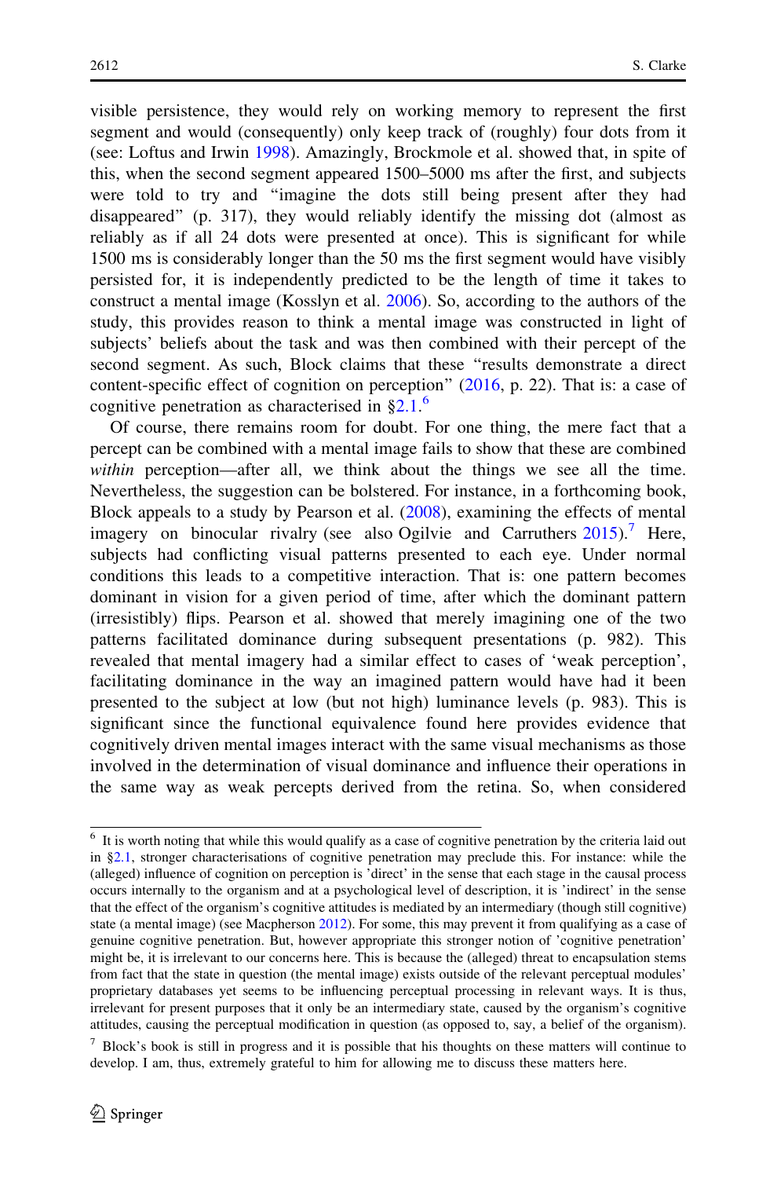visible persistence, they would rely on working memory to represent the first segment and would (consequently) only keep track of (roughly) four dots from it (see: Loftus and Irwin 1998). Amazingly, Brockmole et al. showed that, in spite of this, when the second segment appeared 1500–5000 ms after the first, and subjects were told to try and "imagine the dots still being present after they had disappeared" (p. 317), they would reliably identify the missing dot (almost as reliably as if all 24 dots were presented at once). This is significant for while 1500 ms is considerably longer than the 50 ms the first segment would have visibly persisted for, it is independently predicted to be the length of time it takes to construct a mental image (Kosslyn et al. 2006). So, according to the authors of the study, this provides reason to think a mental image was constructed in light of subjects' beliefs about the task and was then combined with their percept of the second segment. As such, Block claims that these "results demonstrate a direct content-specific effect of cognition on perception" (2016, p. 22). That is: a case of cognitive penetration as characterised in §2.1.[6]

Of course, there remains room for doubt. For one thing, the mere fact that a percept can be combined with a mental image fails to show that these are combined *within* perception—after all, we think about the things we see all the time. Nevertheless, the suggestion can be bolstered. For instance, in a forthcoming book, Block appeals to a study by Pearson et al. (2008), examining the effects of mental imagery on binocular rivalry (see also Ogilvie and Carruthers 2015).[7] Here, subjects had conflicting visual patterns presented to each eye. Under normal conditions this leads to a competitive interaction. That is: one pattern becomes dominant in vision for a given period of time, after which the dominant pattern (irresistibly) flips. Pearson et al. showed that merely imagining one of the two patterns facilitated dominance during subsequent presentations (p. 982). This revealed that mental imagery had a similar effect to cases of 'weak perception', facilitating dominance in the way an imagined pattern would have had it been presented to the subject at low (but not high) luminance levels (p. 983). This is significant since the functional equivalence found here provides evidence that cognitively driven mental images interact with the same visual mechanisms as those involved in the determination of visual dominance and influence their operations in the same way as weak percepts derived from the retina. So, when considered

---

[6] It is worth noting that while this would qualify as a case of cognitive penetration by the criteria laid out in §2.1, stronger characterisations of cognitive penetration may preclude this. For instance: while the (alleged) influence of cognition on perception is 'direct' in the sense that each stage in the causal process occurs internally to the organism and at a psychological level of description, it is 'indirect' in the sense that the effect of the organism's cognitive attitudes is mediated by an intermediary (though still cognitive) state (a mental image) (see Macpherson 2012). For some, this may prevent it from qualifying as a case of genuine cognitive penetration. But, however appropriate this stronger notion of 'cognitive penetration' might be, it is irrelevant to our concerns here. This is because the (alleged) threat to encapsulation stems from fact that the state in question (the mental image) exists outside of the relevant perceptual modules' proprietary databases yet seems to be influencing perceptual processing in relevant ways. It is thus, irrelevant for present purposes that it only be an intermediary state, caused by the organism's cognitive attitudes, causing the perceptual modification in question (as opposed to, say, a belief of the organism).

[7] Block's book is still in progress and it is possible that his thoughts on these matters will continue to develop. I am, thus, extremely grateful to him for allowing me to discuss these matters here.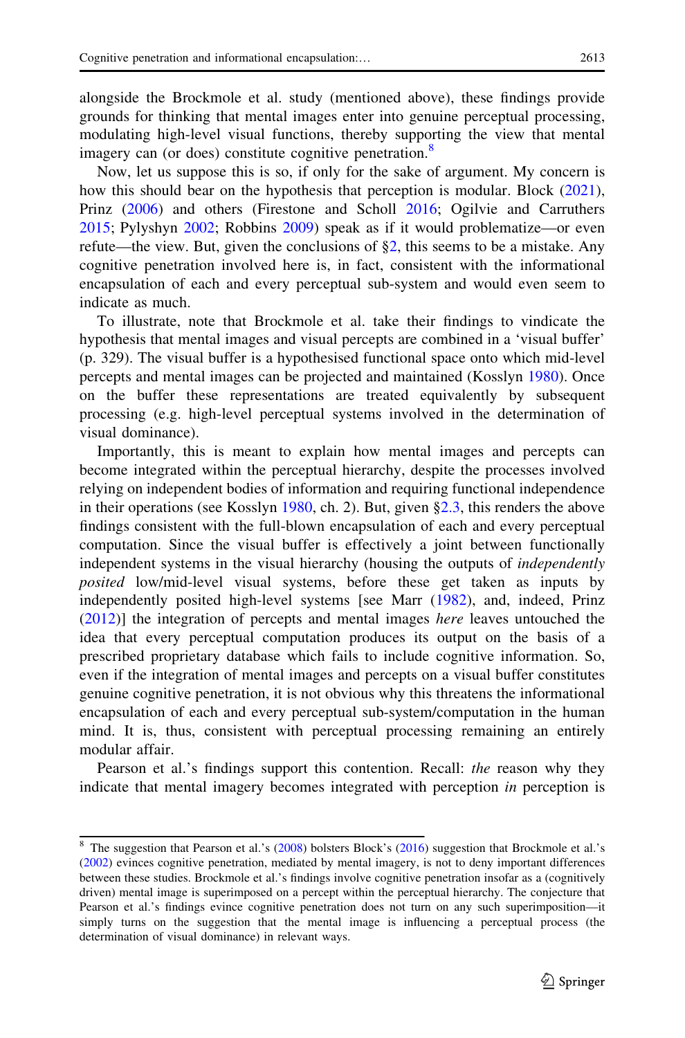alongside the Brockmole et al. study (mentioned above), these findings provide grounds for thinking that mental images enter into genuine perceptual processing, modulating high-level visual functions, thereby supporting the view that mental imagery can (or does) constitute cognitive penetration.[8]

Now, let us suppose this is so, if only for the sake of argument. My concern is how this should bear on the hypothesis that perception is modular. Block (2021), Prinz (2006) and others (Firestone and Scholl 2016; Ogilvie and Carruthers 2015; Pylyshyn 2002; Robbins 2009) speak as if it would problematize—or even refute—the view. But, given the conclusions of §2, this seems to be a mistake. Any cognitive penetration involved here is, in fact, consistent with the informational encapsulation of each and every perceptual sub-system and would even seem to indicate as much.

To illustrate, note that Brockmole et al. take their findings to vindicate the hypothesis that mental images and visual percepts are combined in a 'visual buffer' (p. 329). The visual buffer is a hypothesised functional space onto which mid-level percepts and mental images can be projected and maintained (Kosslyn 1980). Once on the buffer these representations are treated equivalently by subsequent processing (e.g. high-level perceptual systems involved in the determination of visual dominance).

Importantly, this is meant to explain how mental images and percepts can become integrated within the perceptual hierarchy, despite the processes involved relying on independent bodies of information and requiring functional independence in their operations (see Kosslyn 1980, ch. 2). But, given §2.3, this renders the above findings consistent with the full-blown encapsulation of each and every perceptual computation. Since the visual buffer is effectively a joint between functionally independent systems in the visual hierarchy (housing the outputs of *independently posited* low/mid-level visual systems, before these get taken as inputs by independently posited high-level systems [see Marr (1982), and, indeed, Prinz (2012)] the integration of percepts and mental images *here* leaves untouched the idea that every perceptual computation produces its output on the basis of a prescribed proprietary database which fails to include cognitive information. So, even if the integration of mental images and percepts on a visual buffer constitutes genuine cognitive penetration, it is not obvious why this threatens the informational encapsulation of each and every perceptual sub-system/computation in the human mind. It is, thus, consistent with perceptual processing remaining an entirely modular affair.

Pearson et al.'s findings support this contention. Recall: *the* reason why they indicate that mental imagery becomes integrated with perception *in* perception is

---

[8] The suggestion that Pearson et al.'s (2008) bolsters Block's (2016) suggestion that Brockmole et al.'s (2002) evinces cognitive penetration, mediated by mental imagery, is not to deny important differences between these studies. Brockmole et al.'s findings involve cognitive penetration insofar as a (cognitively driven) mental image is superimposed on a percept within the perceptual hierarchy. The conjecture that Pearson et al.'s findings evince cognitive penetration does not turn on any such superimposition—it simply turns on the suggestion that the mental image is influencing a perceptual process (the determination of visual dominance) in relevant ways.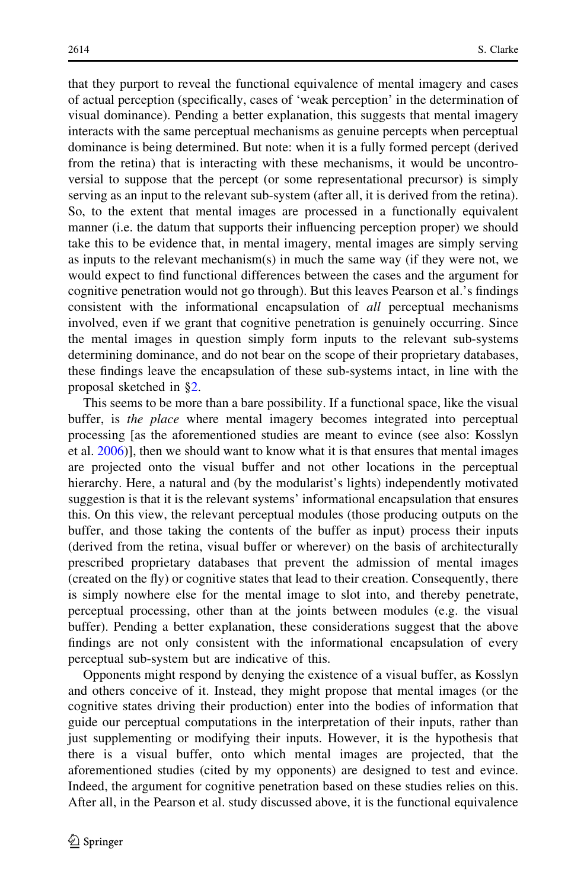that they purport to reveal the functional equivalence of mental imagery and cases of actual perception (specifically, cases of 'weak perception' in the determination of visual dominance). Pending a better explanation, this suggests that mental imagery interacts with the same perceptual mechanisms as genuine percepts when perceptual dominance is being determined. But note: when it is a fully formed percept (derived from the retina) that is interacting with these mechanisms, it would be uncontroversial to suppose that the percept (or some representational precursor) is simply serving as an input to the relevant sub-system (after all, it is derived from the retina). So, to the extent that mental images are processed in a functionally equivalent manner (i.e. the datum that supports their influencing perception proper) we should take this to be evidence that, in mental imagery, mental images are simply serving as inputs to the relevant mechanism(s) in much the same way (if they were not, we would expect to find functional differences between the cases and the argument for cognitive penetration would not go through). But this leaves Pearson et al.'s findings consistent with the informational encapsulation of *all* perceptual mechanisms involved, even if we grant that cognitive penetration is genuinely occurring. Since the mental images in question simply form inputs to the relevant sub-systems determining dominance, and do not bear on the scope of their proprietary databases, these findings leave the encapsulation of these sub-systems intact, in line with the proposal sketched in §2.

This seems to be more than a bare possibility. If a functional space, like the visual buffer, is *the place* where mental imagery becomes integrated into perceptual processing [as the aforementioned studies are meant to evince (see also: Kosslyn et al. 2006)], then we should want to know what it is that ensures that mental images are projected onto the visual buffer and not other locations in the perceptual hierarchy. Here, a natural and (by the modularist's lights) independently motivated suggestion is that it is the relevant systems' informational encapsulation that ensures this. On this view, the relevant perceptual modules (those producing outputs on the buffer, and those taking the contents of the buffer as input) process their inputs (derived from the retina, visual buffer or wherever) on the basis of architecturally prescribed proprietary databases that prevent the admission of mental images (created on the fly) or cognitive states that lead to their creation. Consequently, there is simply nowhere else for the mental image to slot into, and thereby penetrate, perceptual processing, other than at the joints between modules (e.g. the visual buffer). Pending a better explanation, these considerations suggest that the above findings are not only consistent with the informational encapsulation of every perceptual sub-system but are indicative of this.

Opponents might respond by denying the existence of a visual buffer, as Kosslyn and others conceive of it. Instead, they might propose that mental images (or the cognitive states driving their production) enter into the bodies of information that guide our perceptual computations in the interpretation of their inputs, rather than just supplementing or modifying their inputs. However, it is the hypothesis that there is a visual buffer, onto which mental images are projected, that the aforementioned studies (cited by my opponents) are designed to test and evince. Indeed, the argument for cognitive penetration based on these studies relies on this. After all, in the Pearson et al. study discussed above, it is the functional equivalence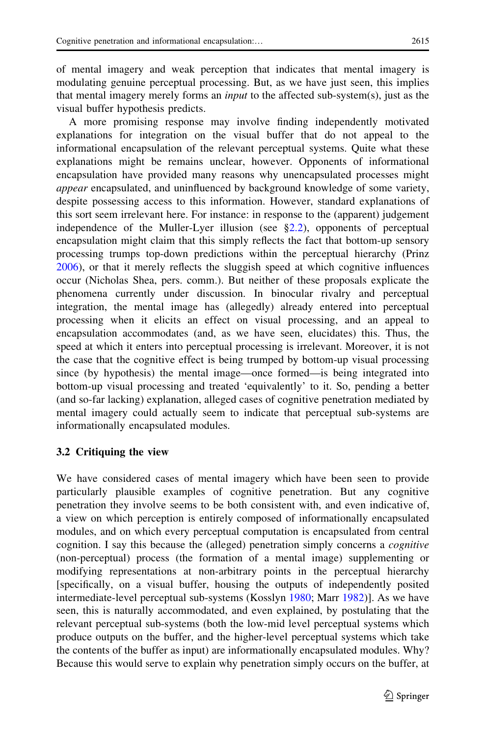of mental imagery and weak perception that indicates that mental imagery is modulating genuine perceptual processing. But, as we have just seen, this implies that mental imagery merely forms an *input* to the affected sub-system(s), just as the visual buffer hypothesis predicts.

A more promising response may involve finding independently motivated explanations for integration on the visual buffer that do not appeal to the informational encapsulation of the relevant perceptual systems. Quite what these explanations might be remains unclear, however. Opponents of informational encapsulation have provided many reasons why unencapsulated processes might *appear* encapsulated, and uninfluenced by background knowledge of some variety, despite possessing access to this information. However, standard explanations of this sort seem irrelevant here. For instance: in response to the (apparent) judgement independence of the Muller-Lyer illusion (see §2.2), opponents of perceptual encapsulation might claim that this simply reflects the fact that bottom-up sensory processing trumps top-down predictions within the perceptual hierarchy (Prinz 2006), or that it merely reflects the sluggish speed at which cognitive influences occur (Nicholas Shea, pers. comm.). But neither of these proposals explicate the phenomena currently under discussion. In binocular rivalry and perceptual integration, the mental image has (allegedly) already entered into perceptual processing when it elicits an effect on visual processing, and an appeal to encapsulation accommodates (and, as we have seen, elucidates) this. Thus, the speed at which it enters into perceptual processing is irrelevant. Moreover, it is not the case that the cognitive effect is being trumped by bottom-up visual processing since (by hypothesis) the mental image—once formed—is being integrated into bottom-up visual processing and treated 'equivalently' to it. So, pending a better (and so-far lacking) explanation, alleged cases of cognitive penetration mediated by mental imagery could actually seem to indicate that perceptual sub-systems are informationally encapsulated modules.

### 3.2 Critiquing the view

We have considered cases of mental imagery which have been seen to provide particularly plausible examples of cognitive penetration. But any cognitive penetration they involve seems to be both consistent with, and even indicative of, a view on which perception is entirely composed of informationally encapsulated modules, and on which every perceptual computation is encapsulated from central cognition. I say this because the (alleged) penetration simply concerns a *cognitive* (non-perceptual) process (the formation of a mental image) supplementing or modifying representations at non-arbitrary points in the perceptual hierarchy [specifically, on a visual buffer, housing the outputs of independently posited intermediate-level perceptual sub-systems (Kosslyn 1980; Marr 1982)]. As we have seen, this is naturally accommodated, and even explained, by postulating that the relevant perceptual sub-systems (both the low-mid level perceptual systems which produce outputs on the buffer, and the higher-level perceptual systems which take the contents of the buffer as input) are informationally encapsulated modules. Why? Because this would serve to explain why penetration simply occurs on the buffer, at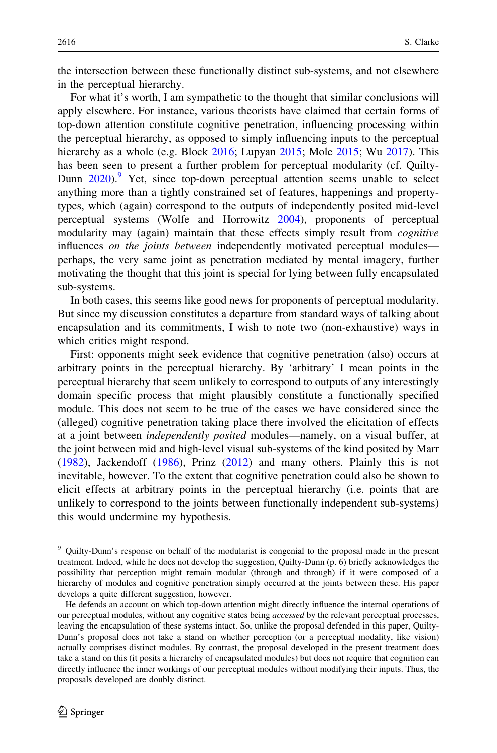the intersection between these functionally distinct sub-systems, and not elsewhere in the perceptual hierarchy.

For what it's worth, I am sympathetic to the thought that similar conclusions will apply elsewhere. For instance, various theorists have claimed that certain forms of top-down attention constitute cognitive penetration, influencing processing within the perceptual hierarchy, as opposed to simply influencing inputs to the perceptual hierarchy as a whole (e.g. Block 2016; Lupyan 2015; Mole 2015; Wu 2017). This has been seen to present a further problem for perceptual modularity (cf. Quilty-Dunn 2020).[9] Yet, since top-down perceptual attention seems unable to select anything more than a tightly constrained set of features, happenings and property-types, which (again) correspond to the outputs of independently posited mid-level perceptual systems (Wolfe and Horrowitz 2004), proponents of perceptual modularity may (again) maintain that these effects simply result from *cognitive* influences *on the joints between* independently motivated perceptual modules—perhaps, the very same joint as penetration mediated by mental imagery, further motivating the thought that this joint is special for lying between fully encapsulated sub-systems.

In both cases, this seems like good news for proponents of perceptual modularity. But since my discussion constitutes a departure from standard ways of talking about encapsulation and its commitments, I wish to note two (non-exhaustive) ways in which critics might respond.

First: opponents might seek evidence that cognitive penetration (also) occurs at arbitrary points in the perceptual hierarchy. By 'arbitrary' I mean points in the perceptual hierarchy that seem unlikely to correspond to outputs of any interestingly domain specific process that might plausibly constitute a functionally specified module. This does not seem to be true of the cases we have considered since the (alleged) cognitive penetration taking place there involved the elicitation of effects at a joint between *independently posited* modules—namely, on a visual buffer, at the joint between mid and high-level visual sub-systems of the kind posited by Marr (1982), Jackendoff (1986), Prinz (2012) and many others. Plainly this is not inevitable, however. To the extent that cognitive penetration could also be shown to elicit effects at arbitrary points in the perceptual hierarchy (i.e. points that are unlikely to correspond to the joints between functionally independent sub-systems) this would undermine my hypothesis.

---

[9] Quilty-Dunn's response on behalf of the modularist is congenial to the proposal made in the present treatment. Indeed, while he does not develop the suggestion, Quilty-Dunn (p. 6) briefly acknowledges the possibility that perception might remain modular (through and through) if it were composed of a hierarchy of modules and cognitive penetration simply occurred at the joints between these. His paper develops a quite different suggestion, however.

He defends an account on which top-down attention might directly influence the internal operations of our perceptual modules, without any cognitive states being *accessed* by the relevant perceptual processes, leaving the encapsulation of these systems intact. So, unlike the proposal defended in this paper, Quilty-Dunn's proposal does not take a stand on whether perception (or a perceptual modality, like vision) actually comprises distinct modules. By contrast, the proposal developed in the present treatment does take a stand on this (it posits a hierarchy of encapsulated modules) but does not require that cognition can directly influence the inner workings of our perceptual modules without modifying their inputs. Thus, the proposals developed are doubly distinct.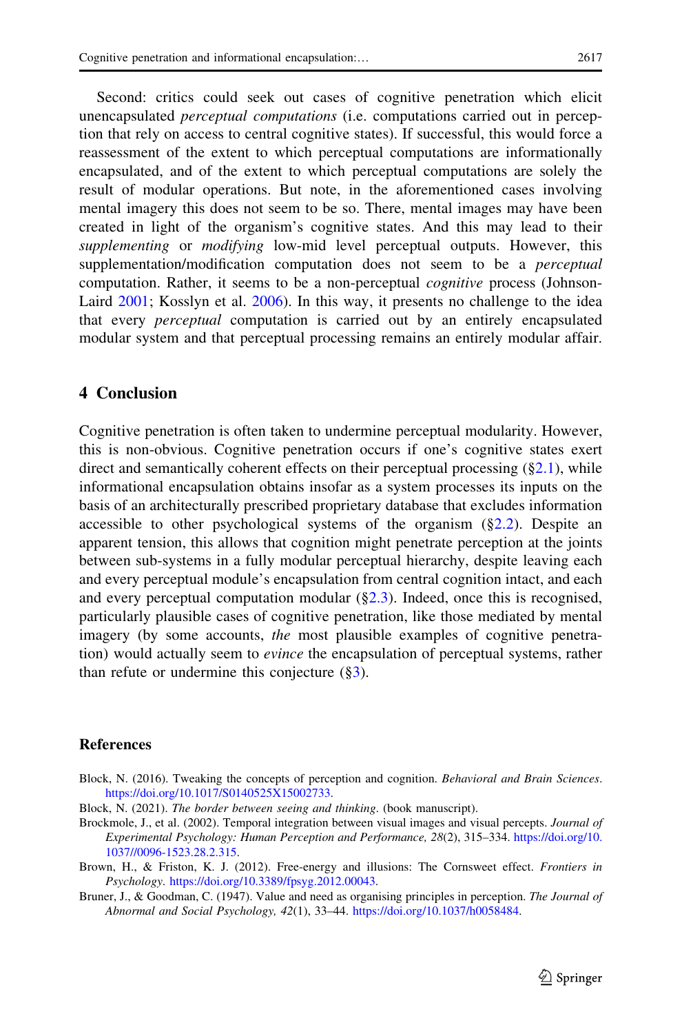Second: critics could seek out cases of cognitive penetration which elicit unencapsulated *perceptual computations* (i.e. computations carried out in perception that rely on access to central cognitive states). If successful, this would force a reassessment of the extent to which perceptual computations are informationally encapsulated, and of the extent to which perceptual computations are solely the result of modular operations. But note, in the aforementioned cases involving mental imagery this does not seem to be so. There, mental images may have been created in light of the organism's cognitive states. And this may lead to their *supplementing* or *modifying* low-mid level perceptual outputs. However, this supplementation/modification computation does not seem to be a *perceptual* computation. Rather, it seems to be a non-perceptual *cognitive* process (Johnson-Laird 2001; Kosslyn et al. 2006). In this way, it presents no challenge to the idea that every *perceptual* computation is carried out by an entirely encapsulated modular system and that perceptual processing remains an entirely modular affair.

## 4 Conclusion

Cognitive penetration is often taken to undermine perceptual modularity. However, this is non-obvious. Cognitive penetration occurs if one's cognitive states exert direct and semantically coherent effects on their perceptual processing (§2.1), while informational encapsulation obtains insofar as a system processes its inputs on the basis of an architecturally prescribed proprietary database that excludes information accessible to other psychological systems of the organism (§2.2). Despite an apparent tension, this allows that cognition might penetrate perception at the joints between sub-systems in a fully modular perceptual hierarchy, despite leaving each and every perceptual module's encapsulation from central cognition intact, and each and every perceptual computation modular (§2.3). Indeed, once this is recognised, particularly plausible cases of cognitive penetration, like those mediated by mental imagery (by some accounts, *the* most plausible examples of cognitive penetration) would actually seem to *evince* the encapsulation of perceptual systems, rather than refute or undermine this conjecture (§3).

## References

Block, N. (2016). Tweaking the concepts of perception and cognition. *Behavioral and Brain Sciences*. https://doi.org/10.1017/S0140525X15002733.

Block, N. (2021). *The border between seeing and thinking*. (book manuscript).

Brockmole, J., et al. (2002). Temporal integration between visual images and visual percepts. *Journal of Experimental Psychology: Human Perception and Performance, 28*(2), 315–334. https://doi.org/10.1037//0096-1523.28.2.315.

Brown, H., & Friston, K. J. (2012). Free-energy and illusions: The Cornsweet effect. *Frontiers in Psychology*. https://doi.org/10.3389/fpsyg.2012.00043.

Bruner, J., & Goodman, C. (1947). Value and need as organising principles in perception. *The Journal of Abnormal and Social Psychology, 42*(1), 33–44. https://doi.org/10.1037/h0058484.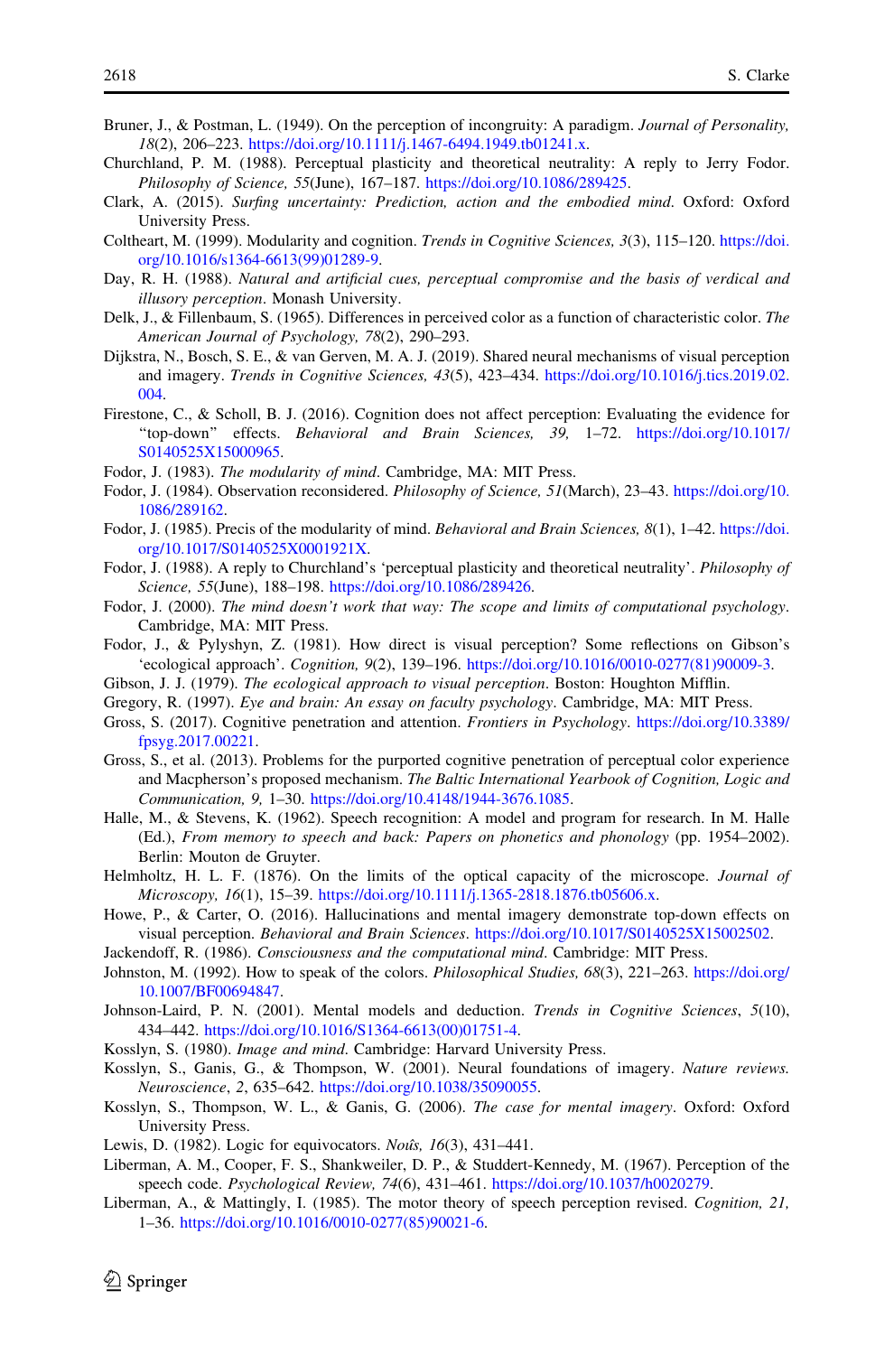Bruner, J., & Postman, L. (1949). On the perception of incongruity: A paradigm. *Journal of Personality, 18*(2), 206–223. https://doi.org/10.1111/j.1467-6494.1949.tb01241.x.

Churchland, P. M. (1988). Perceptual plasticity and theoretical neutrality: A reply to Jerry Fodor. *Philosophy of Science, 55*(June), 167–187. https://doi.org/10.1086/289425.

Clark, A. (2015). *Surfing uncertainty: Prediction, action and the embodied mind*. Oxford: Oxford University Press.

Coltheart, M. (1999). Modularity and cognition. *Trends in Cognitive Sciences, 3*(3), 115–120. https://doi.org/10.1016/s1364-6613(99)01289-9.

Day, R. H. (1988). *Natural and artificial cues, perceptual compromise and the basis of verdical and illusory perception*. Monash University.

Delk, J., & Fillenbaum, S. (1965). Differences in perceived color as a function of characteristic color. *The American Journal of Psychology, 78*(2), 290–293.

Dijkstra, N., Bosch, S. E., & van Gerven, M. A. J. (2019). Shared neural mechanisms of visual perception and imagery. *Trends in Cognitive Sciences, 43*(5), 423–434. https://doi.org/10.1016/j.tics.2019.02.004.

Firestone, C., & Scholl, B. J. (2016). Cognition does not affect perception: Evaluating the evidence for "top-down" effects. *Behavioral and Brain Sciences, 39*, 1–72. https://doi.org/10.1017/S0140525X15000965.

Fodor, J. (1983). *The modularity of mind*. Cambridge, MA: MIT Press.

Fodor, J. (1984). Observation reconsidered. *Philosophy of Science, 51*(March), 23–43. https://doi.org/10.1086/289162.

Fodor, J. (1985). Precis of the modularity of mind. *Behavioral and Brain Sciences, 8*(1), 1–42. https://doi.org/10.1017/S0140525X0001921X.

Fodor, J. (1988). A reply to Churchland's 'perceptual plasticity and theoretical neutrality'. *Philosophy of Science, 55*(June), 188–198. https://doi.org/10.1086/289426.

Fodor, J. (2000). *The mind doesn't work that way: The scope and limits of computational psychology*. Cambridge, MA: MIT Press.

Fodor, J., & Pylyshyn, Z. (1981). How direct is visual perception? Some reflections on Gibson's 'ecological approach'. *Cognition, 9*(2), 139–196. https://doi.org/10.1016/0010-0277(81)90009-3.

Gibson, J. J. (1979). *The ecological approach to visual perception*. Boston: Houghton Mifflin.

Gregory, R. (1997). *Eye and brain: An essay on faculty psychology*. Cambridge, MA: MIT Press.

Gross, S. (2017). Cognitive penetration and attention. *Frontiers in Psychology*. https://doi.org/10.3389/fpsyg.2017.00221.

Gross, S., et al. (2013). Problems for the purported cognitive penetration of perceptual color experience and Macpherson's proposed mechanism. *The Baltic International Yearbook of Cognition, Logic and Communication, 9*, 1–30. https://doi.org/10.4148/1944-3676.1085.

Halle, M., & Stevens, K. (1962). Speech recognition: A model and program for research. In M. Halle (Ed.), *From memory to speech and back: Papers on phonetics and phonology* (pp. 1954–2002). Berlin: Mouton de Gruyter.

Helmholtz, H. L. F. (1876). On the limits of the optical capacity of the microscope. *Journal of Microscopy, 16*(1), 15–39. https://doi.org/10.1111/j.1365-2818.1876.tb05606.x.

Howe, P., & Carter, O. (2016). Hallucinations and mental imagery demonstrate top-down effects on visual perception. *Behavioral and Brain Sciences*. https://doi.org/10.1017/S0140525X15002502.

Jackendoff, R. (1986). *Consciousness and the computational mind*. Cambridge: MIT Press.

Johnston, M. (1992). How to speak of the colors. *Philosophical Studies, 68*(3), 221–263. https://doi.org/10.1007/BF00694847.

Johnson-Laird, P. N. (2001). Mental models and deduction. *Trends in Cognitive Sciences*, *5*(10), 434–442. https://doi.org/10.1016/S1364-6613(00)01751-4.

Kosslyn, S. (1980). *Image and mind*. Cambridge: Harvard University Press.

Kosslyn, S., Ganis, G., & Thompson, W. (2001). Neural foundations of imagery. *Nature reviews. Neuroscience*, *2*, 635–642. https://doi.org/10.1038/35090055.

Kosslyn, S., Thompson, W. L., & Ganis, G. (2006). *The case for mental imagery*. Oxford: Oxford University Press.

Lewis, D. (1982). Logic for equivocators. *Noûs, 16*(3), 431–441.

Liberman, A. M., Cooper, F. S., Shankweiler, D. P., & Studdert-Kennedy, M. (1967). Perception of the speech code. *Psychological Review, 74*(6), 431–461. https://doi.org/10.1037/h0020279.

Liberman, A., & Mattingly, I. (1985). The motor theory of speech perception revised. *Cognition, 21*, 1–36. https://doi.org/10.1016/0010-0277(85)90021-6.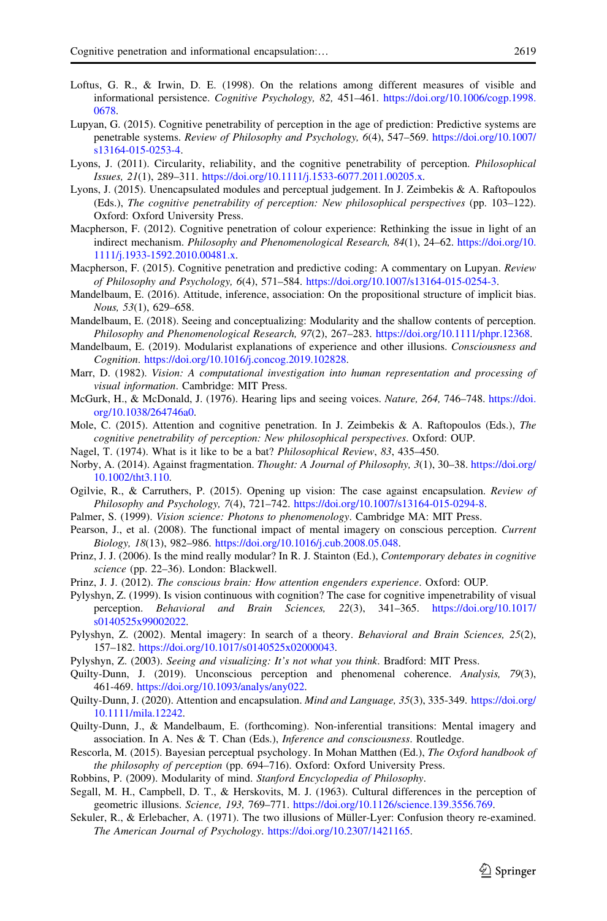Loftus, G. R., & Irwin, D. E. (1998). On the relations among different measures of visible and informational persistence. *Cognitive Psychology, 82,* 451–461. https://doi.org/10.1006/cogp.1998.0678.

Lupyan, G. (2015). Cognitive penetrability of perception in the age of prediction: Predictive systems are penetrable systems. *Review of Philosophy and Psychology, 6*(4), 547–569. https://doi.org/10.1007/s13164-015-0253-4.

Lyons, J. (2011). Circularity, reliability, and the cognitive penetrability of perception. *Philosophical Issues, 21*(1), 289–311. https://doi.org/10.1111/j.1533-6077.2011.00205.x.

Lyons, J. (2015). Unencapsulated modules and perceptual judgement. In J. Zeimbekis & A. Raftopoulos (Eds.), *The cognitive penetrability of perception: New philosophical perspectives* (pp. 103–122). Oxford: Oxford University Press.

Macpherson, F. (2012). Cognitive penetration of colour experience: Rethinking the issue in light of an indirect mechanism. *Philosophy and Phenomenological Research, 84*(1), 24–62. https://doi.org/10.1111/j.1933-1592.2010.00481.x.

Macpherson, F. (2015). Cognitive penetration and predictive coding: A commentary on Lupyan. *Review of Philosophy and Psychology, 6*(4), 571–584. https://doi.org/10.1007/s13164-015-0254-3.

Mandelbaum, E. (2016). Attitude, inference, association: On the propositional structure of implicit bias. *Nous, 53*(1), 629–658.

Mandelbaum, E. (2018). Seeing and conceptualizing: Modularity and the shallow contents of perception. *Philosophy and Phenomenological Research, 97*(2), 267–283. https://doi.org/10.1111/phpr.12368.

Mandelbaum, E. (2019). Modularist explanations of experience and other illusions. *Consciousness and Cognition*. https://doi.org/10.1016/j.concog.2019.102828.

Marr, D. (1982). *Vision: A computational investigation into human representation and processing of visual information*. Cambridge: MIT Press.

McGurk, H., & McDonald, J. (1976). Hearing lips and seeing voices. *Nature, 264,* 746–748. https://doi.org/10.1038/264746a0.

Mole, C. (2015). Attention and cognitive penetration. In J. Zeimbekis & A. Raftopoulos (Eds.), *The cognitive penetrability of perception: New philosophical perspectives*. Oxford: OUP.

Nagel, T. (1974). What is it like to be a bat? *Philosophical Review*, *83*, 435–450.

Norby, A. (2014). Against fragmentation. *Thought: A Journal of Philosophy, 3*(1), 30–38. https://doi.org/10.1002/tht3.110.

Ogilvie, R., & Carruthers, P. (2015). Opening up vision: The case against encapsulation. *Review of Philosophy and Psychology, 7*(4), 721–742. https://doi.org/10.1007/s13164-015-0294-8.

Palmer, S. (1999). *Vision science: Photons to phenomenology*. Cambridge MA: MIT Press.

Pearson, J., et al. (2008). The functional impact of mental imagery on conscious perception. *Current Biology, 18*(13), 982–986. https://doi.org/10.1016/j.cub.2008.05.048.

Prinz, J. J. (2006). Is the mind really modular? In R. J. Stainton (Ed.), *Contemporary debates in cognitive science* (pp. 22–36). London: Blackwell.

Prinz, J. J. (2012). *The conscious brain: How attention engenders experience*. Oxford: OUP.

Pylyshyn, Z. (1999). Is vision continuous with cognition? The case for cognitive impenetrability of visual perception. *Behavioral and Brain Sciences, 22*(3), 341–365. https://doi.org/10.1017/s0140525x99002022.

Pylyshyn, Z. (2002). Mental imagery: In search of a theory. *Behavioral and Brain Sciences, 25*(2), 157–182. https://doi.org/10.1017/s0140525x02000043.

Pylyshyn, Z. (2003). *Seeing and visualizing: It's not what you think*. Bradford: MIT Press.

Quilty-Dunn, J. (2019). Unconscious perception and phenomenal coherence. *Analysis, 79*(3), 461-469. https://doi.org/10.1093/analys/any022.

Quilty-Dunn, J. (2020). Attention and encapsulation. *Mind and Language, 35*(3), 335-349. https://doi.org/10.1111/mila.12242.

Quilty-Dunn, J., & Mandelbaum, E. (forthcoming). Non-inferential transitions: Mental imagery and association. In A. Nes & T. Chan (Eds.), *Inference and consciousness*. Routledge.

Rescorla, M. (2015). Bayesian perceptual psychology. In Mohan Matthen (Ed.), *The Oxford handbook of the philosophy of perception* (pp. 694–716). Oxford: Oxford University Press.

Robbins, P. (2009). Modularity of mind. *Stanford Encyclopedia of Philosophy*.

Segall, M. H., Campbell, D. T., & Herskovits, M. J. (1963). Cultural differences in the perception of geometric illusions. *Science, 193,* 769–771. https://doi.org/10.1126/science.139.3556.769.

Sekuler, R., & Erlebacher, A. (1971). The two illusions of Müller-Lyer: Confusion theory re-examined. *The American Journal of Psychology*. https://doi.org/10.2307/1421165.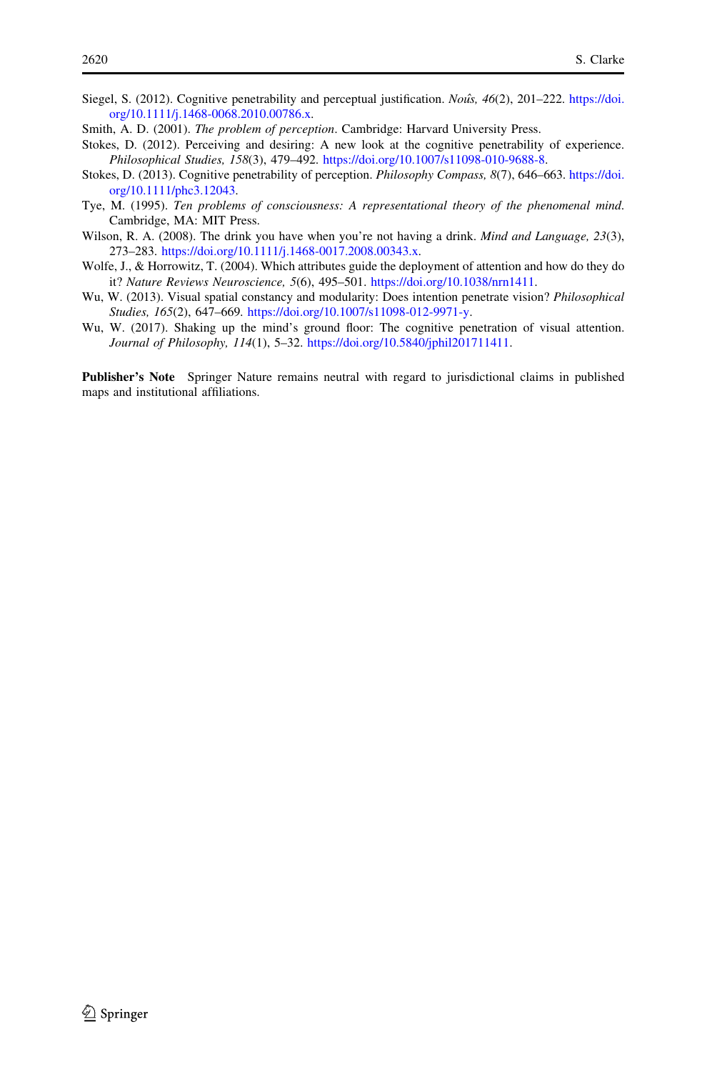Siegel, S. (2012). Cognitive penetrability and perceptual justification. *Noûs, 46*(2), 201–222. https://doi.org/10.1111/j.1468-0068.2010.00786.x.

Smith, A. D. (2001). *The problem of perception*. Cambridge: Harvard University Press.

Stokes, D. (2012). Perceiving and desiring: A new look at the cognitive penetrability of experience. *Philosophical Studies, 158*(3), 479–492. https://doi.org/10.1007/s11098-010-9688-8.

Stokes, D. (2013). Cognitive penetrability of perception. *Philosophy Compass, 8*(7), 646–663. https://doi.org/10.1111/phc3.12043.

Tye, M. (1995). *Ten problems of consciousness: A representational theory of the phenomenal mind*. Cambridge, MA: MIT Press.

Wilson, R. A. (2008). The drink you have when you're not having a drink. *Mind and Language, 23*(3), 273–283. https://doi.org/10.1111/j.1468-0017.2008.00343.x.

Wolfe, J., & Horrowitz, T. (2004). Which attributes guide the deployment of attention and how do they do it? *Nature Reviews Neuroscience, 5*(6), 495–501. https://doi.org/10.1038/nrn1411.

Wu, W. (2013). Visual spatial constancy and modularity: Does intention penetrate vision? *Philosophical Studies, 165*(2), 647–669. https://doi.org/10.1007/s11098-012-9971-y.

Wu, W. (2017). Shaking up the mind's ground floor: The cognitive penetration of visual attention. *Journal of Philosophy, 114*(1), 5–32. https://doi.org/10.5840/jphil201711411.

**Publisher's Note** Springer Nature remains neutral with regard to jurisdictional claims in published maps and institutional affiliations.